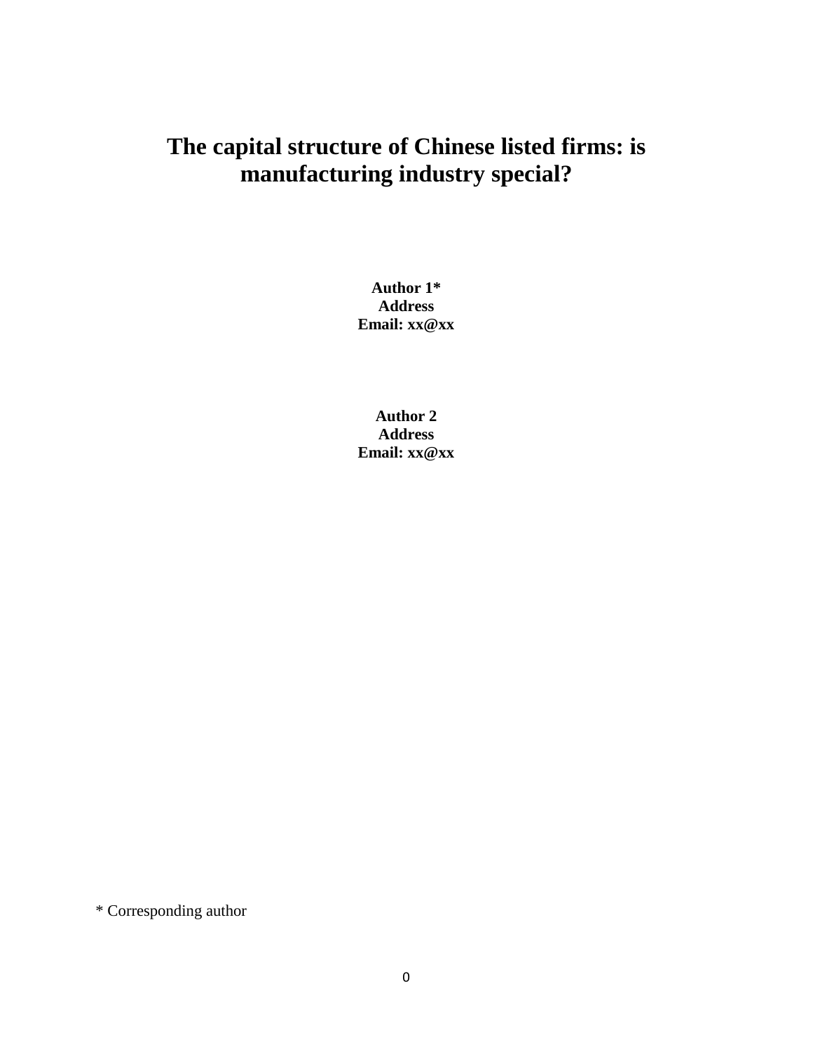# The capital structure of Chinese listed firms: is manufacturing industry special?

**Author 1***
**Address**
**Email: xx@xx**

**Author 2**
**Address**
**Email: xx@xx**

* Corresponding author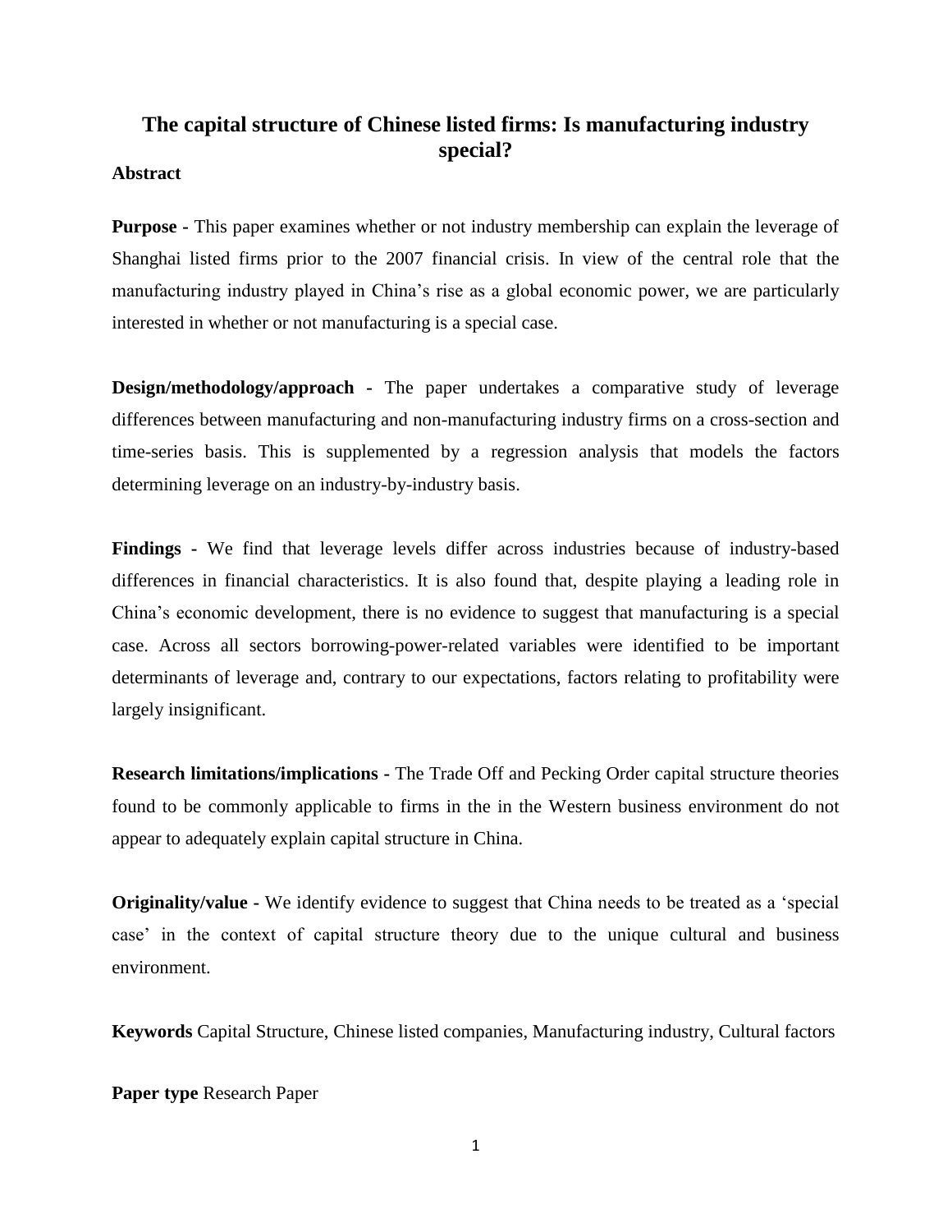# The capital structure of Chinese listed firms: Is manufacturing industry special?

**Abstract**

**Purpose** - This paper examines whether or not industry membership can explain the leverage of Shanghai listed firms prior to the 2007 financial crisis. In view of the central role that the manufacturing industry played in China's rise as a global economic power, we are particularly interested in whether or not manufacturing is a special case.

**Design/methodology/approach** - The paper undertakes a comparative study of leverage differences between manufacturing and non-manufacturing industry firms on a cross-section and time-series basis. This is supplemented by a regression analysis that models the factors determining leverage on an industry-by-industry basis.

**Findings** - We find that leverage levels differ across industries because of industry-based differences in financial characteristics. It is also found that, despite playing a leading role in China's economic development, there is no evidence to suggest that manufacturing is a special case. Across all sectors borrowing-power-related variables were identified to be important determinants of leverage and, contrary to our expectations, factors relating to profitability were largely insignificant.

**Research limitations/implications** - The Trade Off and Pecking Order capital structure theories found to be commonly applicable to firms in the in the Western business environment do not appear to adequately explain capital structure in China.

**Originality/value** - We identify evidence to suggest that China needs to be treated as a 'special case' in the context of capital structure theory due to the unique cultural and business environment.

**Keywords** Capital Structure, Chinese listed companies, Manufacturing industry, Cultural factors

**Paper type** Research Paper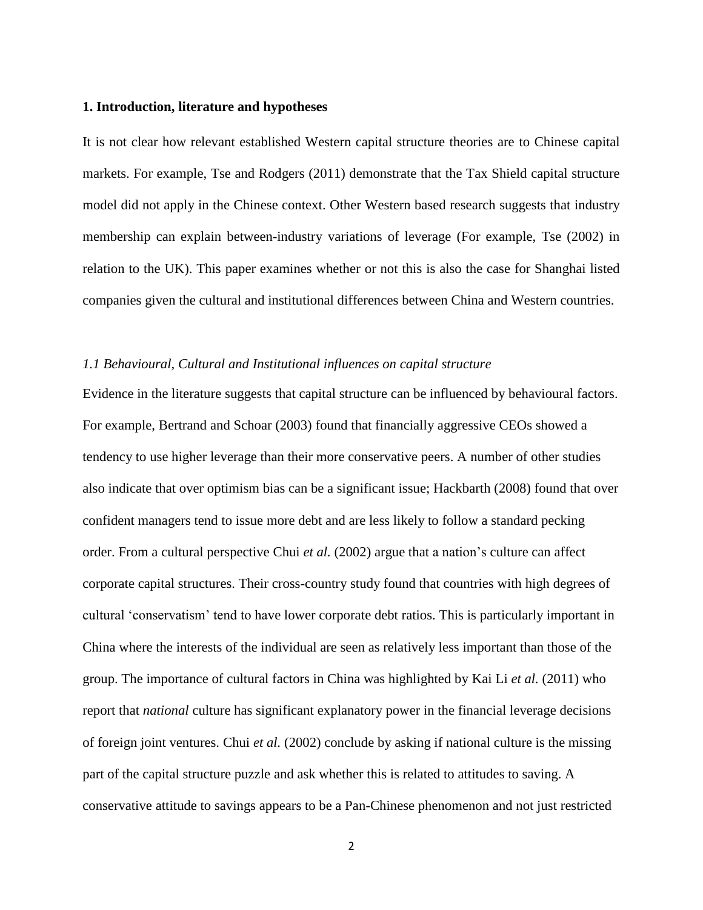## 1. Introduction, literature and hypotheses

It is not clear how relevant established Western capital structure theories are to Chinese capital markets. For example, Tse and Rodgers (2011) demonstrate that the Tax Shield capital structure model did not apply in the Chinese context. Other Western based research suggests that industry membership can explain between-industry variations of leverage (For example, Tse (2002) in relation to the UK). This paper examines whether or not this is also the case for Shanghai listed companies given the cultural and institutional differences between China and Western countries.

### *1.1 Behavioural, Cultural and Institutional influences on capital structure*

Evidence in the literature suggests that capital structure can be influenced by behavioural factors. For example, Bertrand and Schoar (2003) found that financially aggressive CEOs showed a tendency to use higher leverage than their more conservative peers. A number of other studies also indicate that over optimism bias can be a significant issue; Hackbarth (2008) found that over confident managers tend to issue more debt and are less likely to follow a standard pecking order. From a cultural perspective Chui *et al.* (2002) argue that a nation's culture can affect corporate capital structures. Their cross-country study found that countries with high degrees of cultural 'conservatism' tend to have lower corporate debt ratios. This is particularly important in China where the interests of the individual are seen as relatively less important than those of the group. The importance of cultural factors in China was highlighted by Kai Li *et al.* (2011) who report that *national* culture has significant explanatory power in the financial leverage decisions of foreign joint ventures. Chui *et al.* (2002) conclude by asking if national culture is the missing part of the capital structure puzzle and ask whether this is related to attitudes to saving. A conservative attitude to savings appears to be a Pan-Chinese phenomenon and not just restricted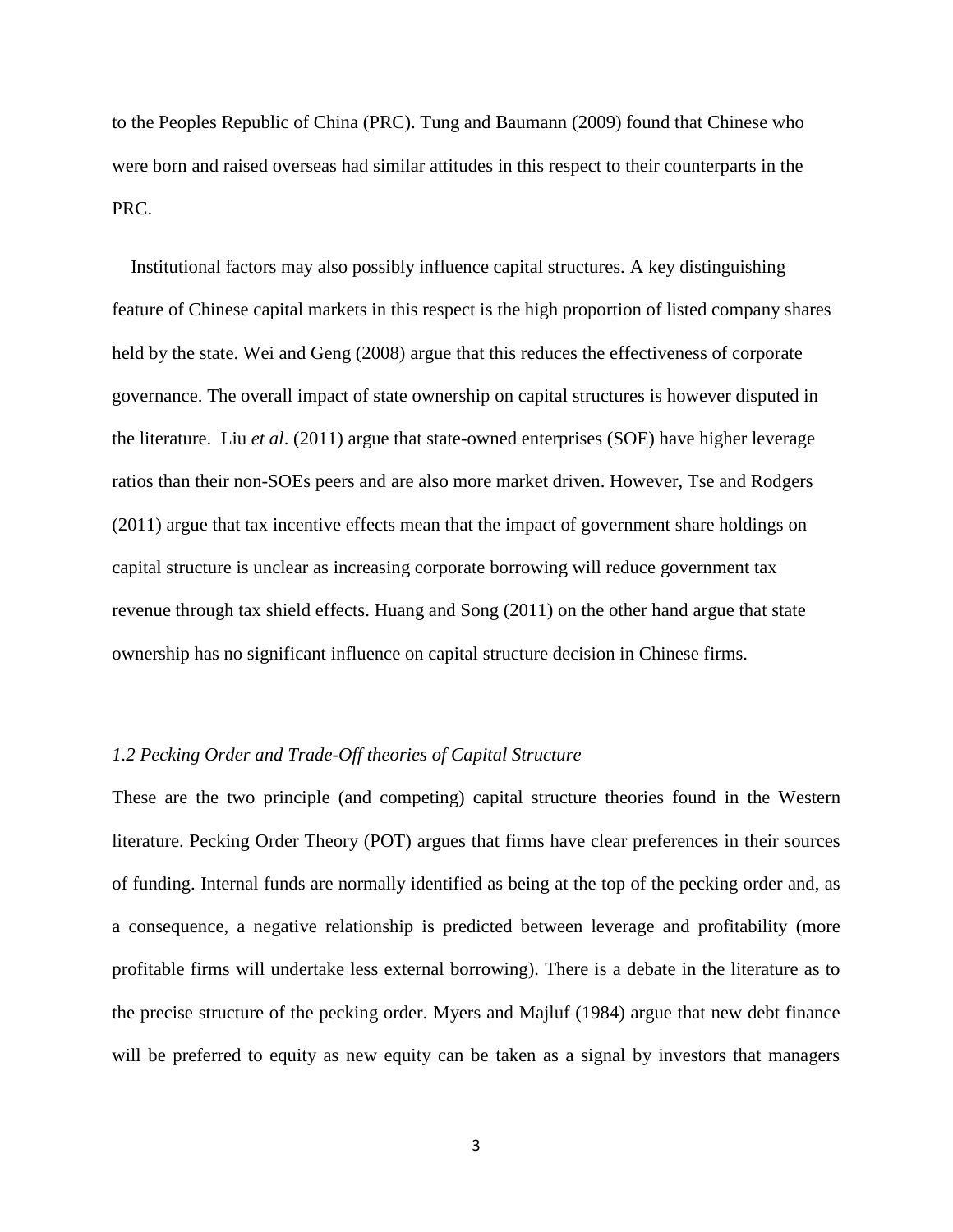to the Peoples Republic of China (PRC). Tung and Baumann (2009) found that Chinese who were born and raised overseas had similar attitudes in this respect to their counterparts in the PRC.

Institutional factors may also possibly influence capital structures. A key distinguishing feature of Chinese capital markets in this respect is the high proportion of listed company shares held by the state. Wei and Geng (2008) argue that this reduces the effectiveness of corporate governance. The overall impact of state ownership on capital structures is however disputed in the literature. Liu *et al*. (2011) argue that state-owned enterprises (SOE) have higher leverage ratios than their non-SOEs peers and are also more market driven. However, Tse and Rodgers (2011) argue that tax incentive effects mean that the impact of government share holdings on capital structure is unclear as increasing corporate borrowing will reduce government tax revenue through tax shield effects. Huang and Song (2011) on the other hand argue that state ownership has no significant influence on capital structure decision in Chinese firms.

### *1.2 Pecking Order and Trade-Off theories of Capital Structure*

These are the two principle (and competing) capital structure theories found in the Western literature. Pecking Order Theory (POT) argues that firms have clear preferences in their sources of funding. Internal funds are normally identified as being at the top of the pecking order and, as a consequence, a negative relationship is predicted between leverage and profitability (more profitable firms will undertake less external borrowing). There is a debate in the literature as to the precise structure of the pecking order. Myers and Majluf (1984) argue that new debt finance will be preferred to equity as new equity can be taken as a signal by investors that managers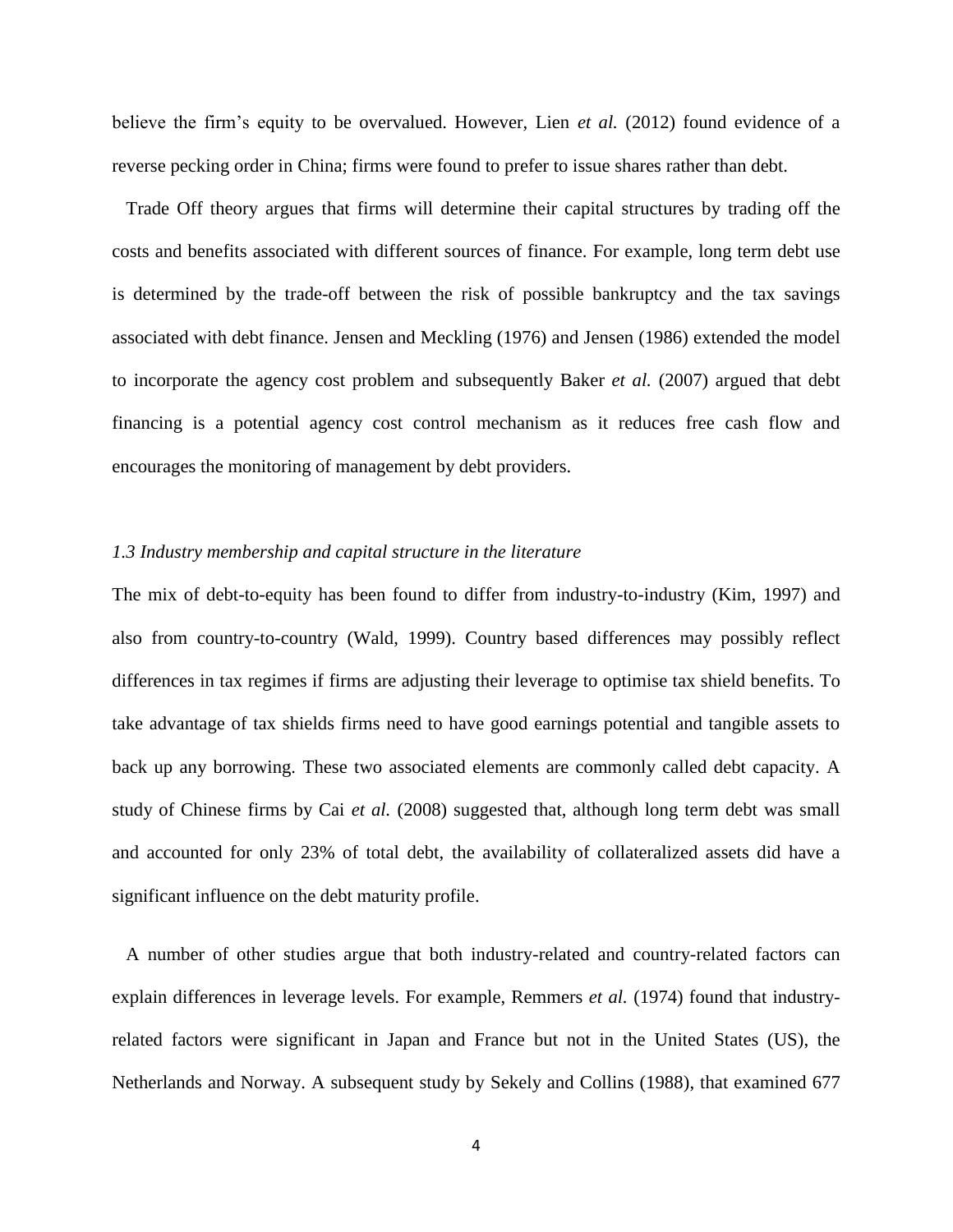believe the firm's equity to be overvalued. However, Lien *et al.* (2012) found evidence of a reverse pecking order in China; firms were found to prefer to issue shares rather than debt.

Trade Off theory argues that firms will determine their capital structures by trading off the costs and benefits associated with different sources of finance. For example, long term debt use is determined by the trade-off between the risk of possible bankruptcy and the tax savings associated with debt finance. Jensen and Meckling (1976) and Jensen (1986) extended the model to incorporate the agency cost problem and subsequently Baker *et al.* (2007) argued that debt financing is a potential agency cost control mechanism as it reduces free cash flow and encourages the monitoring of management by debt providers.

### *1.3 Industry membership and capital structure in the literature*

The mix of debt-to-equity has been found to differ from industry-to-industry (Kim, 1997) and also from country-to-country (Wald, 1999). Country based differences may possibly reflect differences in tax regimes if firms are adjusting their leverage to optimise tax shield benefits. To take advantage of tax shields firms need to have good earnings potential and tangible assets to back up any borrowing. These two associated elements are commonly called debt capacity. A study of Chinese firms by Cai *et al.* (2008) suggested that, although long term debt was small and accounted for only 23% of total debt, the availability of collateralized assets did have a significant influence on the debt maturity profile.

A number of other studies argue that both industry-related and country-related factors can explain differences in leverage levels. For example, Remmers *et al.* (1974) found that industry-related factors were significant in Japan and France but not in the United States (US), the Netherlands and Norway. A subsequent study by Sekely and Collins (1988), that examined 677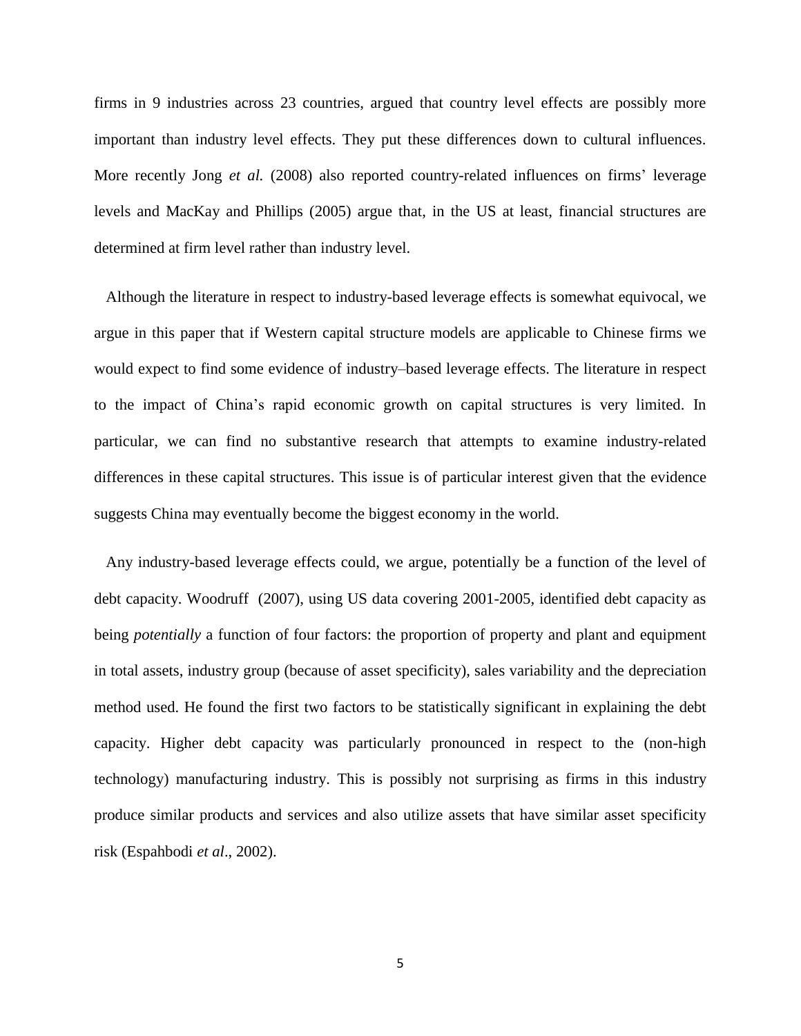firms in 9 industries across 23 countries, argued that country level effects are possibly more important than industry level effects. They put these differences down to cultural influences. More recently Jong *et al.* (2008) also reported country-related influences on firms' leverage levels and MacKay and Phillips (2005) argue that, in the US at least, financial structures are determined at firm level rather than industry level.

Although the literature in respect to industry-based leverage effects is somewhat equivocal, we argue in this paper that if Western capital structure models are applicable to Chinese firms we would expect to find some evidence of industry–based leverage effects. The literature in respect to the impact of China's rapid economic growth on capital structures is very limited. In particular, we can find no substantive research that attempts to examine industry-related differences in these capital structures. This issue is of particular interest given that the evidence suggests China may eventually become the biggest economy in the world.

Any industry-based leverage effects could, we argue, potentially be a function of the level of debt capacity. Woodruff (2007), using US data covering 2001-2005, identified debt capacity as being *potentially* a function of four factors: the proportion of property and plant and equipment in total assets, industry group (because of asset specificity), sales variability and the depreciation method used. He found the first two factors to be statistically significant in explaining the debt capacity. Higher debt capacity was particularly pronounced in respect to the (non-high technology) manufacturing industry. This is possibly not surprising as firms in this industry produce similar products and services and also utilize assets that have similar asset specificity risk (Espahbodi *et al*., 2002).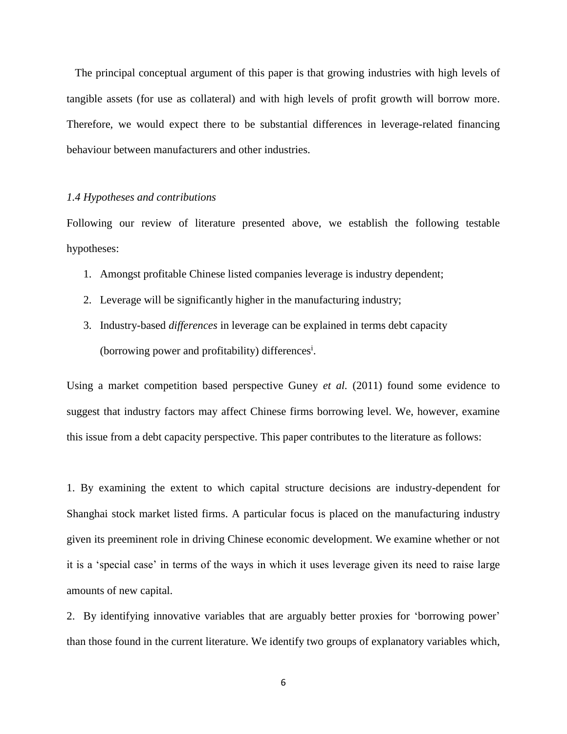The principal conceptual argument of this paper is that growing industries with high levels of tangible assets (for use as collateral) and with high levels of profit growth will borrow more. Therefore, we would expect there to be substantial differences in leverage-related financing behaviour between manufacturers and other industries.

### *1.4 Hypotheses and contributions*

Following our review of literature presented above, we establish the following testable hypotheses:

1. Amongst profitable Chinese listed companies leverage is industry dependent;
2. Leverage will be significantly higher in the manufacturing industry;
3. Industry-based *differences* in leverage can be explained in terms debt capacity (borrowing power and profitability) differences[i].

Using a market competition based perspective Guney *et al.* (2011) found some evidence to suggest that industry factors may affect Chinese firms borrowing level. We, however, examine this issue from a debt capacity perspective. This paper contributes to the literature as follows:

1. By examining the extent to which capital structure decisions are industry-dependent for Shanghai stock market listed firms. A particular focus is placed on the manufacturing industry given its preeminent role in driving Chinese economic development. We examine whether or not it is a 'special case' in terms of the ways in which it uses leverage given its need to raise large amounts of new capital.

2. By identifying innovative variables that are arguably better proxies for 'borrowing power' than those found in the current literature. We identify two groups of explanatory variables which,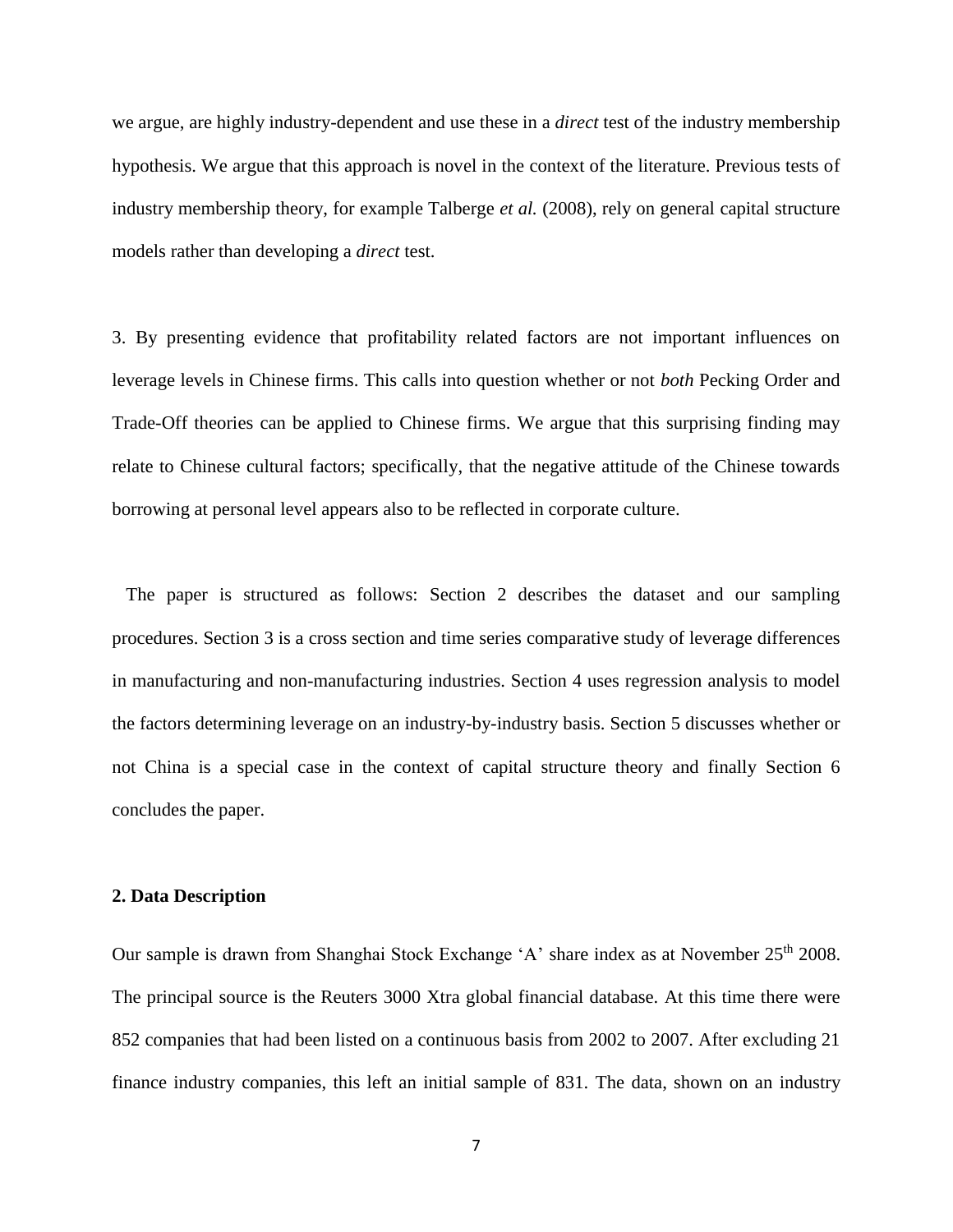we argue, are highly industry-dependent and use these in a *direct* test of the industry membership hypothesis. We argue that this approach is novel in the context of the literature. Previous tests of industry membership theory, for example Talberge *et al.* (2008), rely on general capital structure models rather than developing a *direct* test.

3. By presenting evidence that profitability related factors are not important influences on leverage levels in Chinese firms. This calls into question whether or not *both* Pecking Order and Trade-Off theories can be applied to Chinese firms. We argue that this surprising finding may relate to Chinese cultural factors; specifically, that the negative attitude of the Chinese towards borrowing at personal level appears also to be reflected in corporate culture.

The paper is structured as follows: Section 2 describes the dataset and our sampling procedures. Section 3 is a cross section and time series comparative study of leverage differences in manufacturing and non-manufacturing industries. Section 4 uses regression analysis to model the factors determining leverage on an industry-by-industry basis. Section 5 discusses whether or not China is a special case in the context of capital structure theory and finally Section 6 concludes the paper.

## 2. Data Description

Our sample is drawn from Shanghai Stock Exchange 'A' share index as at November 25th 2008. The principal source is the Reuters 3000 Xtra global financial database. At this time there were 852 companies that had been listed on a continuous basis from 2002 to 2007. After excluding 21 finance industry companies, this left an initial sample of 831. The data, shown on an industry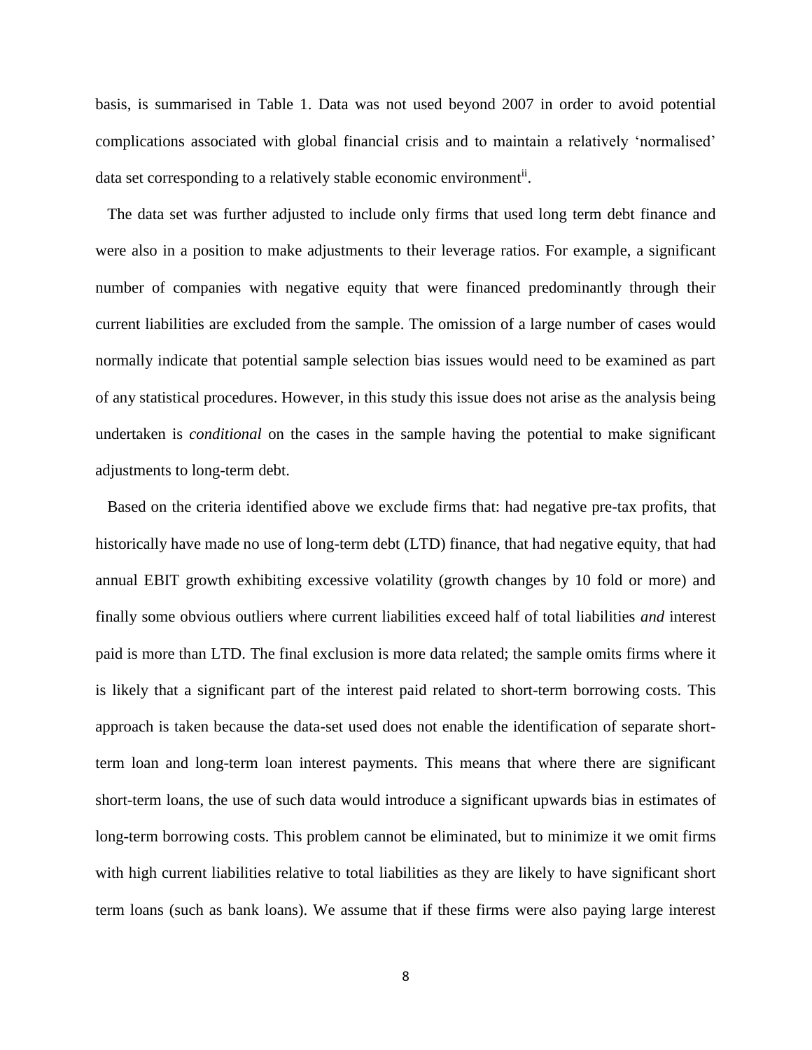basis, is summarised in Table 1. Data was not used beyond 2007 in order to avoid potential complications associated with global financial crisis and to maintain a relatively 'normalised' data set corresponding to a relatively stable economic environment[ii].

The data set was further adjusted to include only firms that used long term debt finance and were also in a position to make adjustments to their leverage ratios. For example, a significant number of companies with negative equity that were financed predominantly through their current liabilities are excluded from the sample. The omission of a large number of cases would normally indicate that potential sample selection bias issues would need to be examined as part of any statistical procedures. However, in this study this issue does not arise as the analysis being undertaken is *conditional* on the cases in the sample having the potential to make significant adjustments to long-term debt.

Based on the criteria identified above we exclude firms that: had negative pre-tax profits, that historically have made no use of long-term debt (LTD) finance, that had negative equity, that had annual EBIT growth exhibiting excessive volatility (growth changes by 10 fold or more) and finally some obvious outliers where current liabilities exceed half of total liabilities *and* interest paid is more than LTD. The final exclusion is more data related; the sample omits firms where it is likely that a significant part of the interest paid related to short-term borrowing costs. This approach is taken because the data-set used does not enable the identification of separate short-term loan and long-term loan interest payments. This means that where there are significant short-term loans, the use of such data would introduce a significant upwards bias in estimates of long-term borrowing costs. This problem cannot be eliminated, but to minimize it we omit firms with high current liabilities relative to total liabilities as they are likely to have significant short term loans (such as bank loans). We assume that if these firms were also paying large interest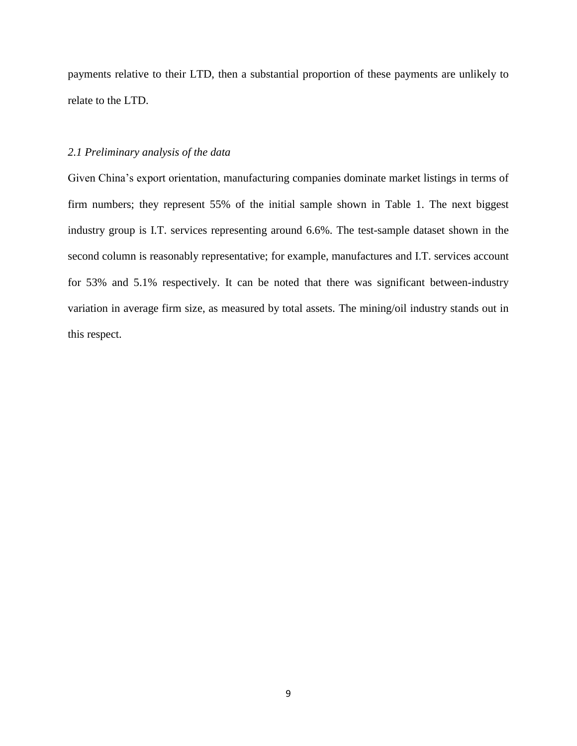payments relative to their LTD, then a substantial proportion of these payments are unlikely to relate to the LTD.

### *2.1 Preliminary analysis of the data*

Given China's export orientation, manufacturing companies dominate market listings in terms of firm numbers; they represent 55% of the initial sample shown in Table 1. The next biggest industry group is I.T. services representing around 6.6%. The test-sample dataset shown in the second column is reasonably representative; for example, manufactures and I.T. services account for 53% and 5.1% respectively. It can be noted that there was significant between-industry variation in average firm size, as measured by total assets. The mining/oil industry stands out in this respect.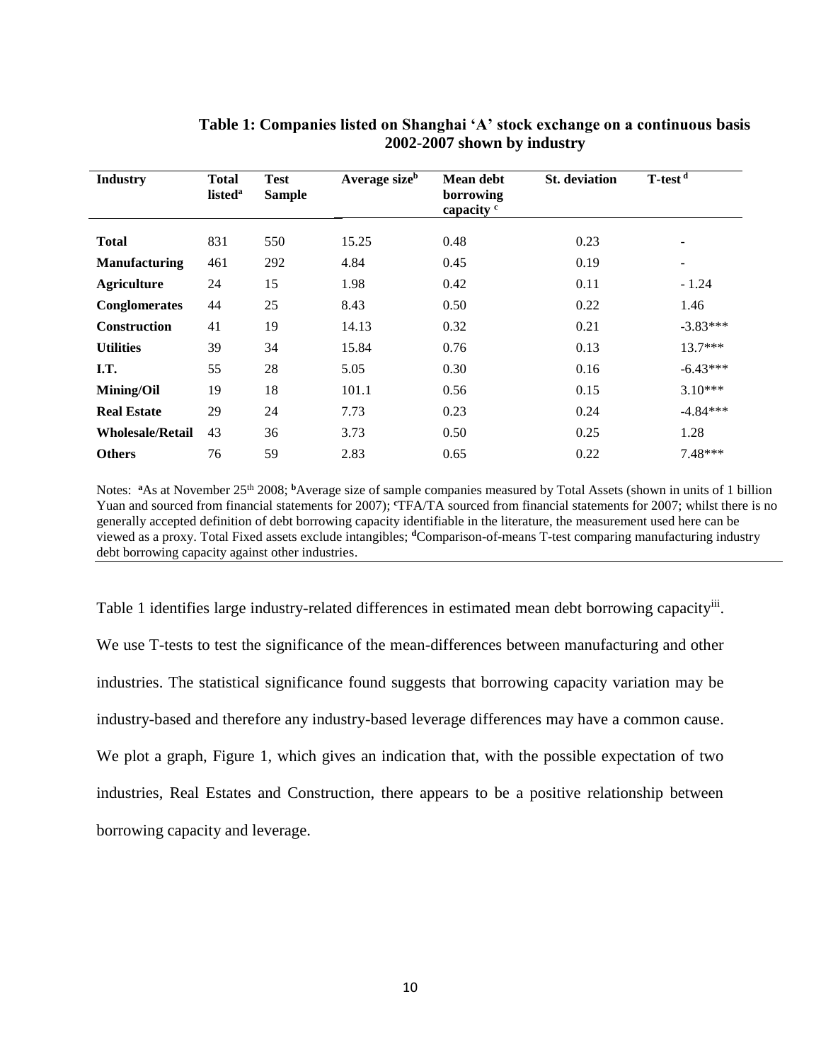**Table 1: Companies listed on Shanghai 'A' stock exchange on a continuous basis 2002-2007 shown by industry**

| Industry | Total listed[a] | Test Sample | Average size[b] | Mean debt borrowing capacity [c] | St. deviation | T-test [d] |
|---|---|---|---|---|---|---|
| **Total** | 831 | 550 | 15.25 | 0.48 | 0.23 | - |
| **Manufacturing** | 461 | 292 | 4.84 | 0.45 | 0.19 | - |
| **Agriculture** | 24 | 15 | 1.98 | 0.42 | 0.11 | - 1.24 |
| **Conglomerates** | 44 | 25 | 8.43 | 0.50 | 0.22 | 1.46 |
| **Construction** | 41 | 19 | 14.13 | 0.32 | 0.21 | -3.83*** |
| **Utilities** | 39 | 34 | 15.84 | 0.76 | 0.13 | 13.7*** |
| **I.T.** | 55 | 28 | 5.05 | 0.30 | 0.16 | -6.43*** |
| **Mining/Oil** | 19 | 18 | 101.1 | 0.56 | 0.15 | 3.10*** |
| **Real Estate** | 29 | 24 | 7.73 | 0.23 | 0.24 | -4.84*** |
| **Wholesale/Retail** | 43 | 36 | 3.73 | 0.50 | 0.25 | 1.28 |
| **Others** | 76 | 59 | 2.83 | 0.65 | 0.22 | 7.48*** |

Notes: [a]As at November 25th 2008; [b]Average size of sample companies measured by Total Assets (shown in units of 1 billion Yuan and sourced from financial statements for 2007); [c]TFA/TA sourced from financial statements for 2007; whilst there is no generally accepted definition of debt borrowing capacity identifiable in the literature, the measurement used here can be viewed as a proxy. Total Fixed assets exclude intangibles; [d]Comparison-of-means T-test comparing manufacturing industry debt borrowing capacity against other industries.

Table 1 identifies large industry-related differences in estimated mean debt borrowing capacity[iii]. We use T-tests to test the significance of the mean-differences between manufacturing and other industries. The statistical significance found suggests that borrowing capacity variation may be industry-based and therefore any industry-based leverage differences may have a common cause. We plot a graph, Figure 1, which gives an indication that, with the possible expectation of two industries, Real Estates and Construction, there appears to be a positive relationship between borrowing capacity and leverage.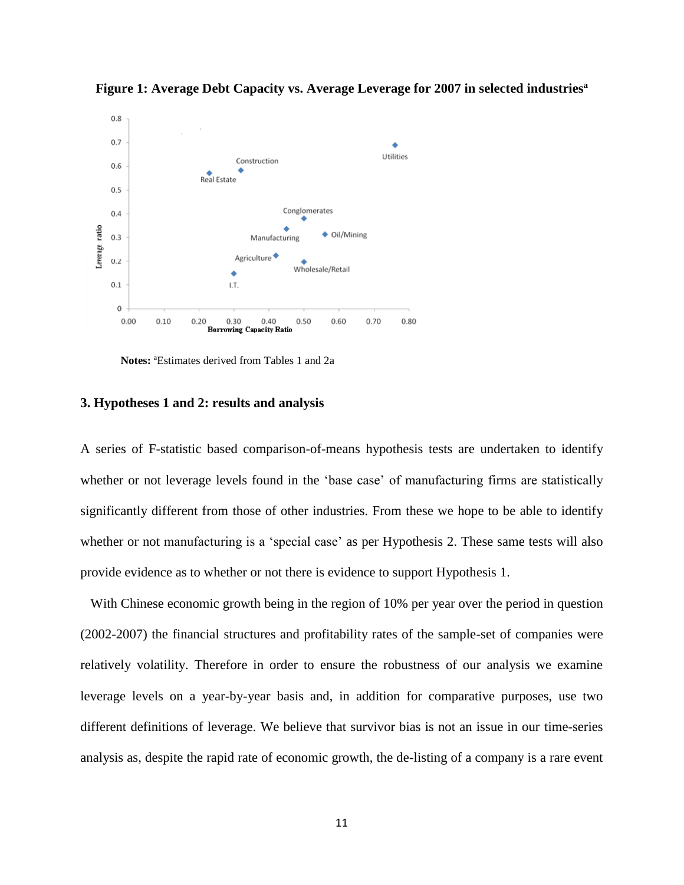**Figure 1: Average Debt Capacity vs. Average Leverage for 2007 in selected industries[a]**

**Notes:** [a]Estimates derived from Tables 1 and 2a

### 3. Hypotheses 1 and 2: results and analysis

A series of F-statistic based comparison-of-means hypothesis tests are undertaken to identify whether or not leverage levels found in the 'base case' of manufacturing firms are statistically significantly different from those of other industries. From these we hope to be able to identify whether or not manufacturing is a 'special case' as per Hypothesis 2. These same tests will also provide evidence as to whether or not there is evidence to support Hypothesis 1.

With Chinese economic growth being in the region of 10% per year over the period in question (2002-2007) the financial structures and profitability rates of the sample-set of companies were relatively volatility. Therefore in order to ensure the robustness of our analysis we examine leverage levels on a year-by-year basis and, in addition for comparative purposes, use two different definitions of leverage. We believe that survivor bias is not an issue in our time-series analysis as, despite the rapid rate of economic growth, the de-listing of a company is a rare event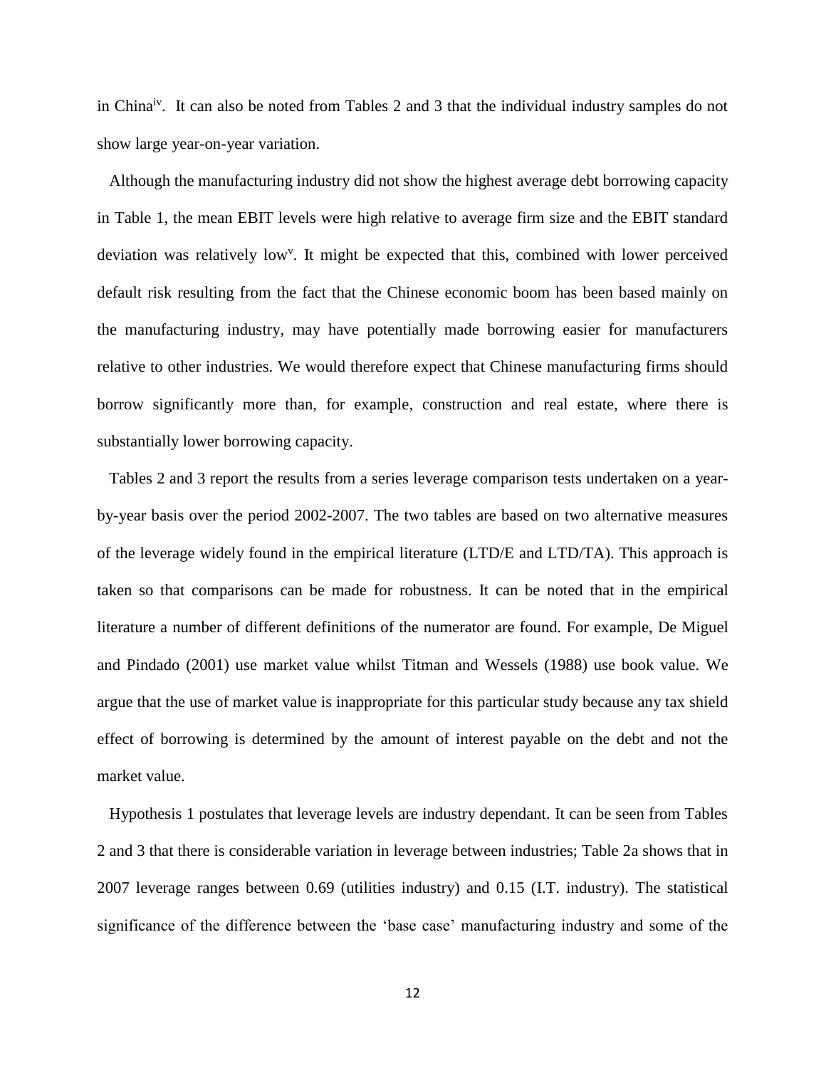in China[iv]. It can also be noted from Tables 2 and 3 that the individual industry samples do not show large year-on-year variation.

Although the manufacturing industry did not show the highest average debt borrowing capacity in Table 1, the mean EBIT levels were high relative to average firm size and the EBIT standard deviation was relatively low[v]. It might be expected that this, combined with lower perceived default risk resulting from the fact that the Chinese economic boom has been based mainly on the manufacturing industry, may have potentially made borrowing easier for manufacturers relative to other industries. We would therefore expect that Chinese manufacturing firms should borrow significantly more than, for example, construction and real estate, where there is substantially lower borrowing capacity.

Tables 2 and 3 report the results from a series leverage comparison tests undertaken on a year-by-year basis over the period 2002-2007. The two tables are based on two alternative measures of the leverage widely found in the empirical literature (LTD/E and LTD/TA). This approach is taken so that comparisons can be made for robustness. It can be noted that in the empirical literature a number of different definitions of the numerator are found. For example, De Miguel and Pindado (2001) use market value whilst Titman and Wessels (1988) use book value. We argue that the use of market value is inappropriate for this particular study because any tax shield effect of borrowing is determined by the amount of interest payable on the debt and not the market value.

Hypothesis 1 postulates that leverage levels are industry dependant. It can be seen from Tables 2 and 3 that there is considerable variation in leverage between industries; Table 2a shows that in 2007 leverage ranges between 0.69 (utilities industry) and 0.15 (I.T. industry). The statistical significance of the difference between the 'base case' manufacturing industry and some of the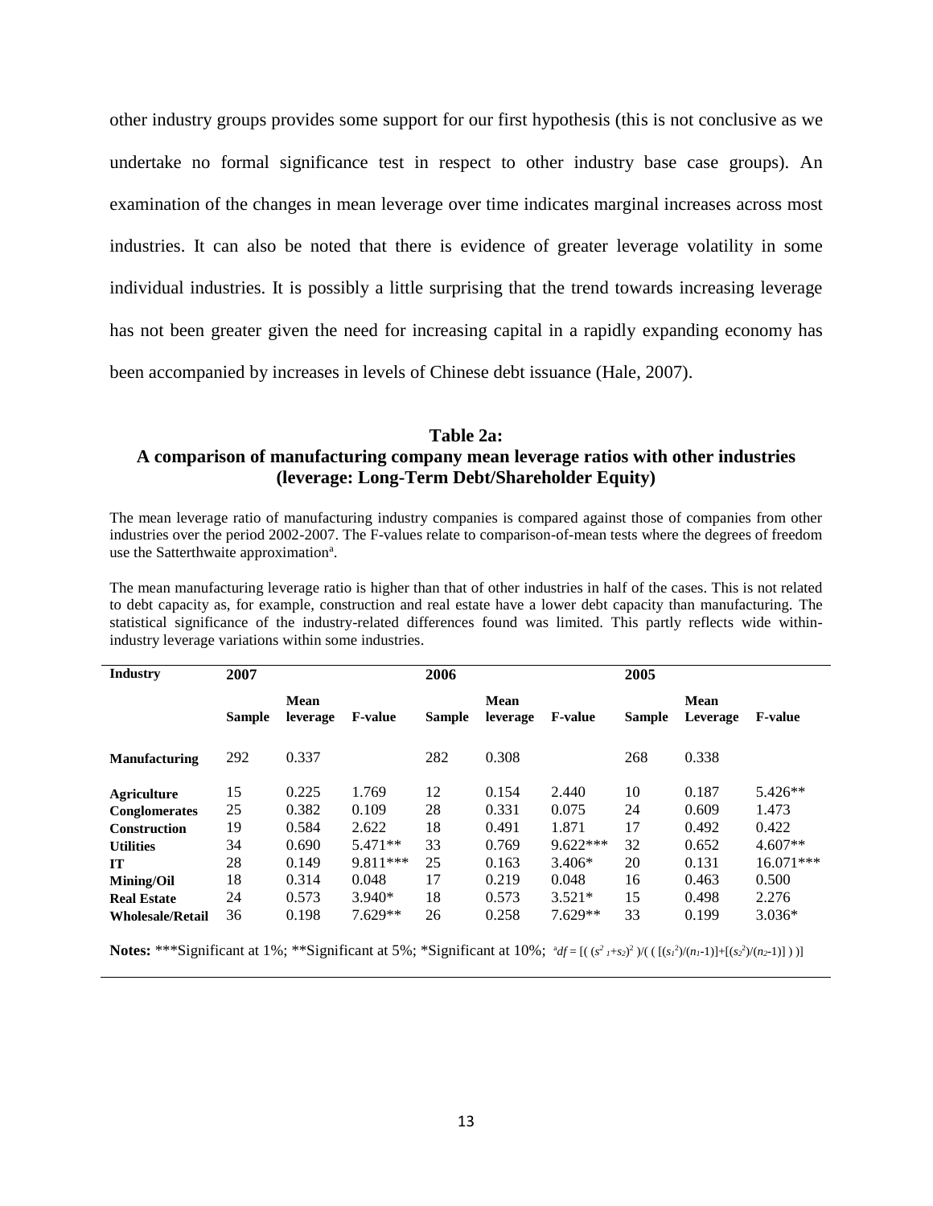other industry groups provides some support for our first hypothesis (this is not conclusive as we undertake no formal significance test in respect to other industry base case groups). An examination of the changes in mean leverage over time indicates marginal increases across most industries. It can also be noted that there is evidence of greater leverage volatility in some individual industries. It is possibly a little surprising that the trend towards increasing leverage has not been greater given the need for increasing capital in a rapidly expanding economy has been accompanied by increases in levels of Chinese debt issuance (Hale, 2007).

### Table 2a:
### A comparison of manufacturing company mean leverage ratios with other industries (leverage: Long-Term Debt/Shareholder Equity)

The mean leverage ratio of manufacturing industry companies is compared against those of companies from other industries over the period 2002-2007. The F-values relate to comparison-of-mean tests where the degrees of freedom use the Satterthwaite approximation[a].

The mean manufacturing leverage ratio is higher than that of other industries in half of the cases. This is not related to debt capacity as, for example, construction and real estate have a lower debt capacity than manufacturing. The statistical significance of the industry-related differences found was limited. This partly reflects wide within-industry leverage variations within some industries.

| **Industry** | **2007** | | | **2006** | | | **2005** | | |
|---|---|---|---|---|---|---|---|---|---|
| | **Sample** | **Mean leverage** | **F-value** | **Sample** | **Mean leverage** | **F-value** | **Sample** | **Mean Leverage** | **F-value** |
| **Manufacturing** | 292 | 0.337 | | 282 | 0.308 | | 268 | 0.338 | |
| **Agriculture** | 15 | 0.225 | 1.769 | 12 | 0.154 | 2.440 | 10 | 0.187 | 5.426** |
| **Conglomerates** | 25 | 0.382 | 0.109 | 28 | 0.331 | 0.075 | 24 | 0.609 | 1.473 |
| **Construction** | 19 | 0.584 | 2.622 | 18 | 0.491 | 1.871 | 17 | 0.492 | 0.422 |
| **Utilities** | 34 | 0.690 | 5.471** | 33 | 0.769 | 9.622*** | 32 | 0.652 | 4.607** |
| **IT** | 28 | 0.149 | 9.811*** | 25 | 0.163 | 3.406* | 20 | 0.131 | 16.071*** |
| **Mining/Oil** | 18 | 0.314 | 0.048 | 17 | 0.219 | 0.048 | 16 | 0.463 | 0.500 |
| **Real Estate** | 24 | 0.573 | 3.940* | 18 | 0.573 | 3.521* | 15 | 0.498 | 2.276 |
| **Wholesale/Retail** | 36 | 0.198 | 7.629** | 26 | 0.258 | 7.629** | 33 | 0.199 | 3.036* |

**Notes:** ***Significant at 1%; **Significant at 5%; *Significant at 10%; [a] $df = [((s^2_1+s_2)^2)/(([(s_1^2)/(n_1-1)]+[(s_2^2)/(n_2-1)]))]$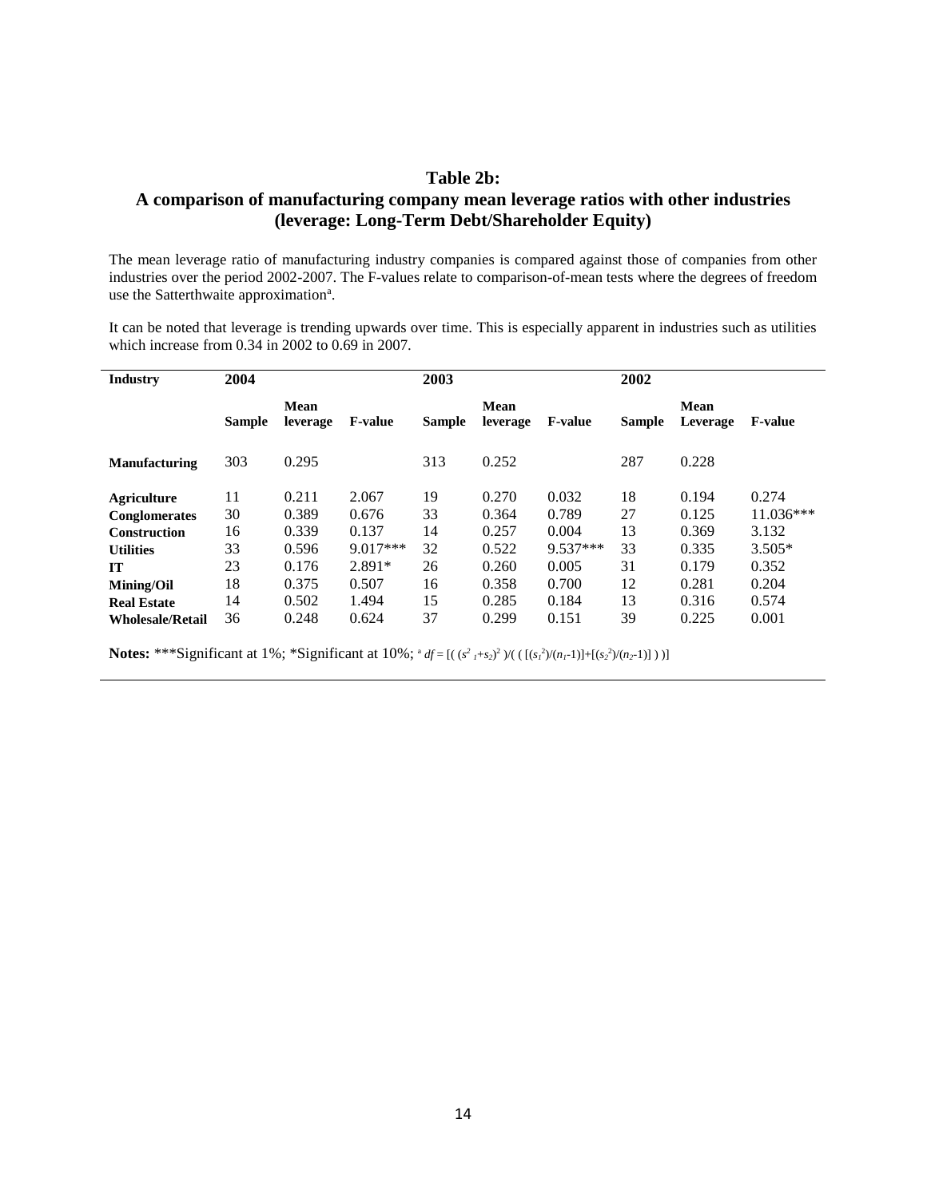## Table 2b:
## A comparison of manufacturing company mean leverage ratios with other industries (leverage: Long-Term Debt/Shareholder Equity)

The mean leverage ratio of manufacturing industry companies is compared against those of companies from other industries over the period 2002-2007. The F-values relate to comparison-of-mean tests where the degrees of freedom use the Satterthwaite approximation[a].

It can be noted that leverage is trending upwards over time. This is especially apparent in industries such as utilities which increase from 0.34 in 2002 to 0.69 in 2007.

| Industry | 2004 | | | 2003 | | | 2002 | | |
|---|---|---|---|---|---|---|---|---|---|
| | Sample | Mean leverage | F-value | Sample | Mean leverage | F-value | Sample | Mean Leverage | F-value |
| **Manufacturing** | 303 | 0.295 | | 313 | 0.252 | | 287 | 0.228 | |
| **Agriculture** | 11 | 0.211 | 2.067 | 19 | 0.270 | 0.032 | 18 | 0.194 | 0.274 |
| **Conglomerates** | 30 | 0.389 | 0.676 | 33 | 0.364 | 0.789 | 27 | 0.125 | 11.036*** |
| **Construction** | 16 | 0.339 | 0.137 | 14 | 0.257 | 0.004 | 13 | 0.369 | 3.132 |
| **Utilities** | 33 | 0.596 | 9.017*** | 32 | 0.522 | 9.537*** | 33 | 0.335 | 3.505* |
| **IT** | 23 | 0.176 | 2.891* | 26 | 0.260 | 0.005 | 31 | 0.179 | 0.352 |
| **Mining/Oil** | 18 | 0.375 | 0.507 | 16 | 0.358 | 0.700 | 12 | 0.281 | 0.204 |
| **Real Estate** | 14 | 0.502 | 1.494 | 15 | 0.285 | 0.184 | 13 | 0.316 | 0.574 |
| **Wholesale/Retail** | 36 | 0.248 | 0.624 | 37 | 0.299 | 0.151 | 39 | 0.225 | 0.001 |

**Notes:** ***Significant at 1%; *Significant at 10%; [a] $df = [( (s^2_1+s_2)^2 )/( ( [(s_1^2)/(n_1-1)]+[(s_2^2)/(n_2-1)] ) )]$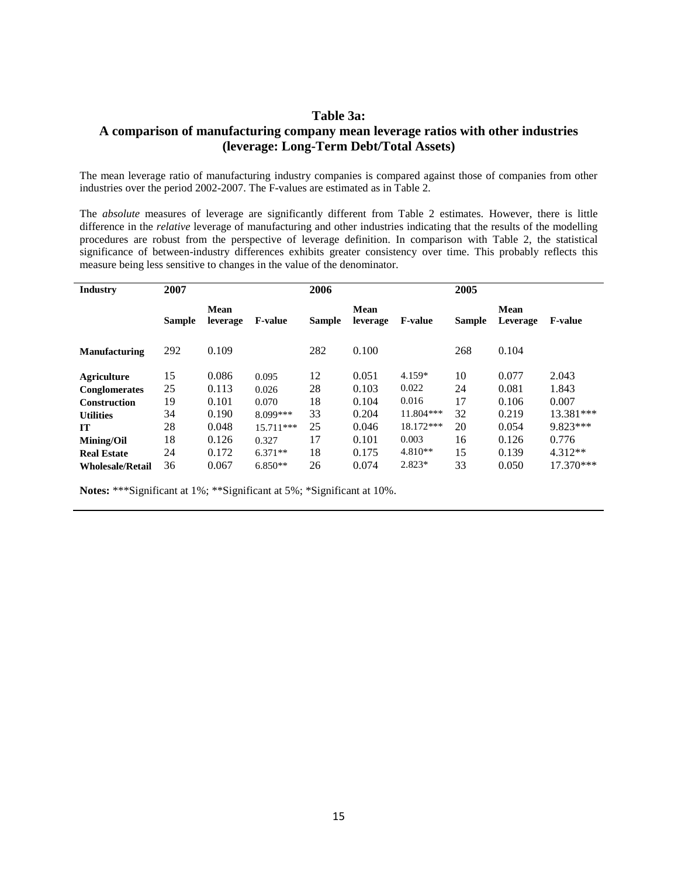## Table 3a:
## A comparison of manufacturing company mean leverage ratios with other industries (leverage: Long-Term Debt/Total Assets)

The mean leverage ratio of manufacturing industry companies is compared against those of companies from other industries over the period 2002-2007. The F-values are estimated as in Table 2.

The *absolute* measures of leverage are significantly different from Table 2 estimates. However, there is little difference in the *relative* leverage of manufacturing and other industries indicating that the results of the modelling procedures are robust from the perspective of leverage definition. In comparison with Table 2, the statistical significance of between-industry differences exhibits greater consistency over time. This probably reflects this measure being less sensitive to changes in the value of the denominator.

| Industry | 2007 | | | 2006 | | | 2005 | | |
|---|---|---|---|---|---|---|---|---|---|
| | Sample | Mean leverage | F-value | Sample | Mean leverage | F-value | Sample | Mean Leverage | F-value |
| **Manufacturing** | 292 | 0.109 | | 282 | 0.100 | | 268 | 0.104 | |
| **Agriculture** | 15 | 0.086 | 0.095 | 12 | 0.051 | 4.159* | 10 | 0.077 | 2.043 |
| **Conglomerates** | 25 | 0.113 | 0.026 | 28 | 0.103 | 0.022 | 24 | 0.081 | 1.843 |
| **Construction** | 19 | 0.101 | 0.070 | 18 | 0.104 | 0.016 | 17 | 0.106 | 0.007 |
| **Utilities** | 34 | 0.190 | 8.099*** | 33 | 0.204 | 11.804*** | 32 | 0.219 | 13.381*** |
| **IT** | 28 | 0.048 | 15.711*** | 25 | 0.046 | 18.172*** | 20 | 0.054 | 9.823*** |
| **Mining/Oil** | 18 | 0.126 | 0.327 | 17 | 0.101 | 0.003 | 16 | 0.126 | 0.776 |
| **Real Estate** | 24 | 0.172 | 6.371** | 18 | 0.175 | 4.810** | 15 | 0.139 | 4.312** |
| **Wholesale/Retail** | 36 | 0.067 | 6.850** | 26 | 0.074 | 2.823* | 33 | 0.050 | 17.370*** |

**Notes:** ***Significant at 1%; **Significant at 5%; *Significant at 10%.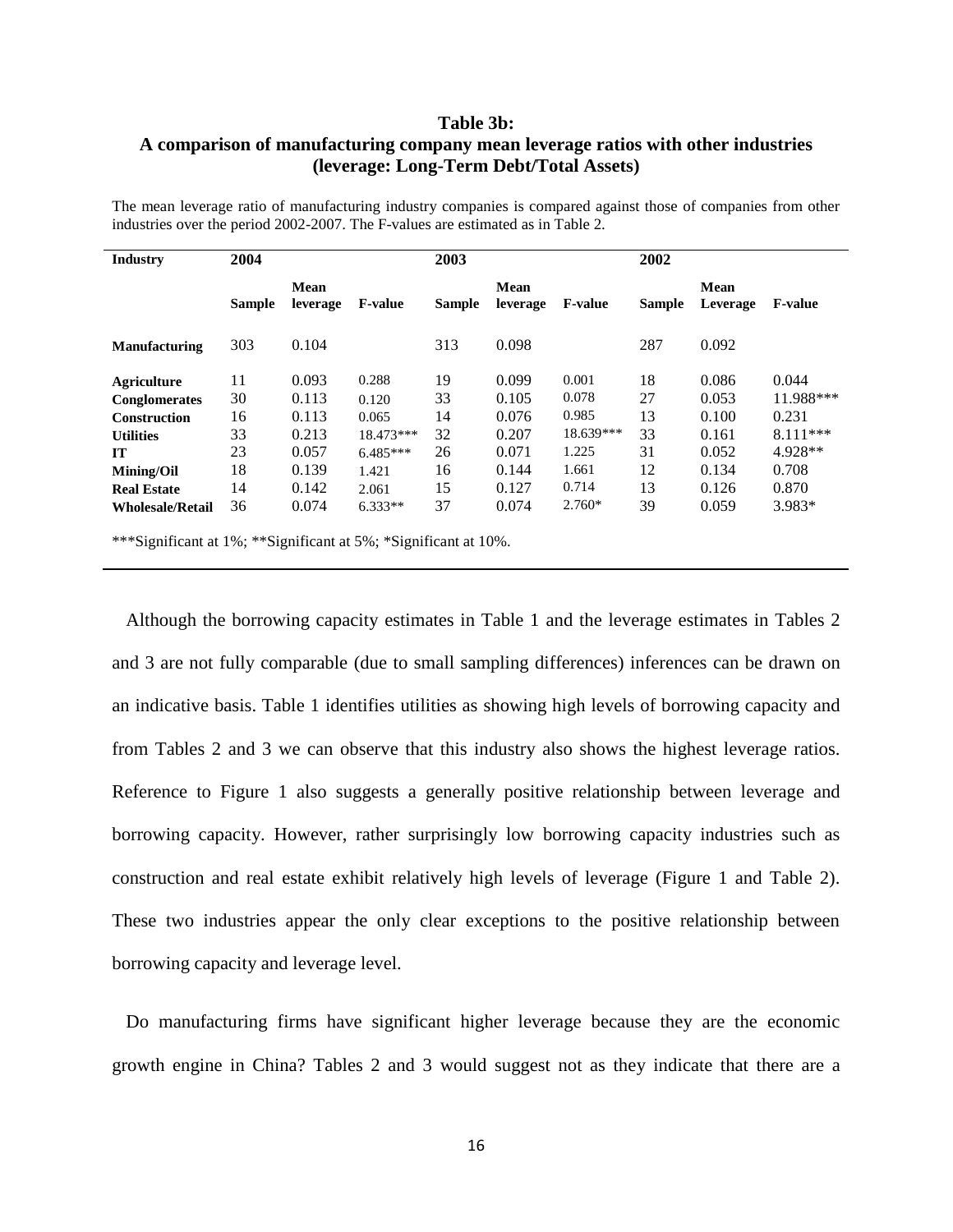**Table 3b:**
**A comparison of manufacturing company mean leverage ratios with other industries (leverage: Long-Term Debt/Total Assets)**

The mean leverage ratio of manufacturing industry companies is compared against those of companies from other industries over the period 2002-2007. The F-values are estimated as in Table 2.

| Industry | 2004 | | | 2003 | | | 2002 | | |
|---|---|---|---|---|---|---|---|---|---|
| | Sample | Mean leverage | F-value | Sample | Mean leverage | F-value | Sample | Mean Leverage | F-value |
| **Manufacturing** | 303 | 0.104 | | 313 | 0.098 | | 287 | 0.092 | |
| **Agriculture** | 11 | 0.093 | 0.288 | 19 | 0.099 | 0.001 | 18 | 0.086 | 0.044 |
| **Conglomerates** | 30 | 0.113 | 0.120 | 33 | 0.105 | 0.078 | 27 | 0.053 | 11.988*** |
| **Construction** | 16 | 0.113 | 0.065 | 14 | 0.076 | 0.985 | 13 | 0.100 | 0.231 |
| **Utilities** | 33 | 0.213 | 18.473*** | 32 | 0.207 | 18.639*** | 33 | 0.161 | 8.111*** |
| **IT** | 23 | 0.057 | 6.485*** | 26 | 0.071 | 1.225 | 31 | 0.052 | 4.928** |
| **Mining/Oil** | 18 | 0.139 | 1.421 | 16 | 0.144 | 1.661 | 12 | 0.134 | 0.708 |
| **Real Estate** | 14 | 0.142 | 2.061 | 15 | 0.127 | 0.714 | 13 | 0.126 | 0.870 |
| **Wholesale/Retail** | 36 | 0.074 | 6.333** | 37 | 0.074 | 2.760* | 39 | 0.059 | 3.983* |

***Significant at 1%; **Significant at 5%; *Significant at 10%.

Although the borrowing capacity estimates in Table 1 and the leverage estimates in Tables 2 and 3 are not fully comparable (due to small sampling differences) inferences can be drawn on an indicative basis. Table 1 identifies utilities as showing high levels of borrowing capacity and from Tables 2 and 3 we can observe that this industry also shows the highest leverage ratios. Reference to Figure 1 also suggests a generally positive relationship between leverage and borrowing capacity. However, rather surprisingly low borrowing capacity industries such as construction and real estate exhibit relatively high levels of leverage (Figure 1 and Table 2). These two industries appear the only clear exceptions to the positive relationship between borrowing capacity and leverage level.

Do manufacturing firms have significant higher leverage because they are the economic growth engine in China? Tables 2 and 3 would suggest not as they indicate that there are a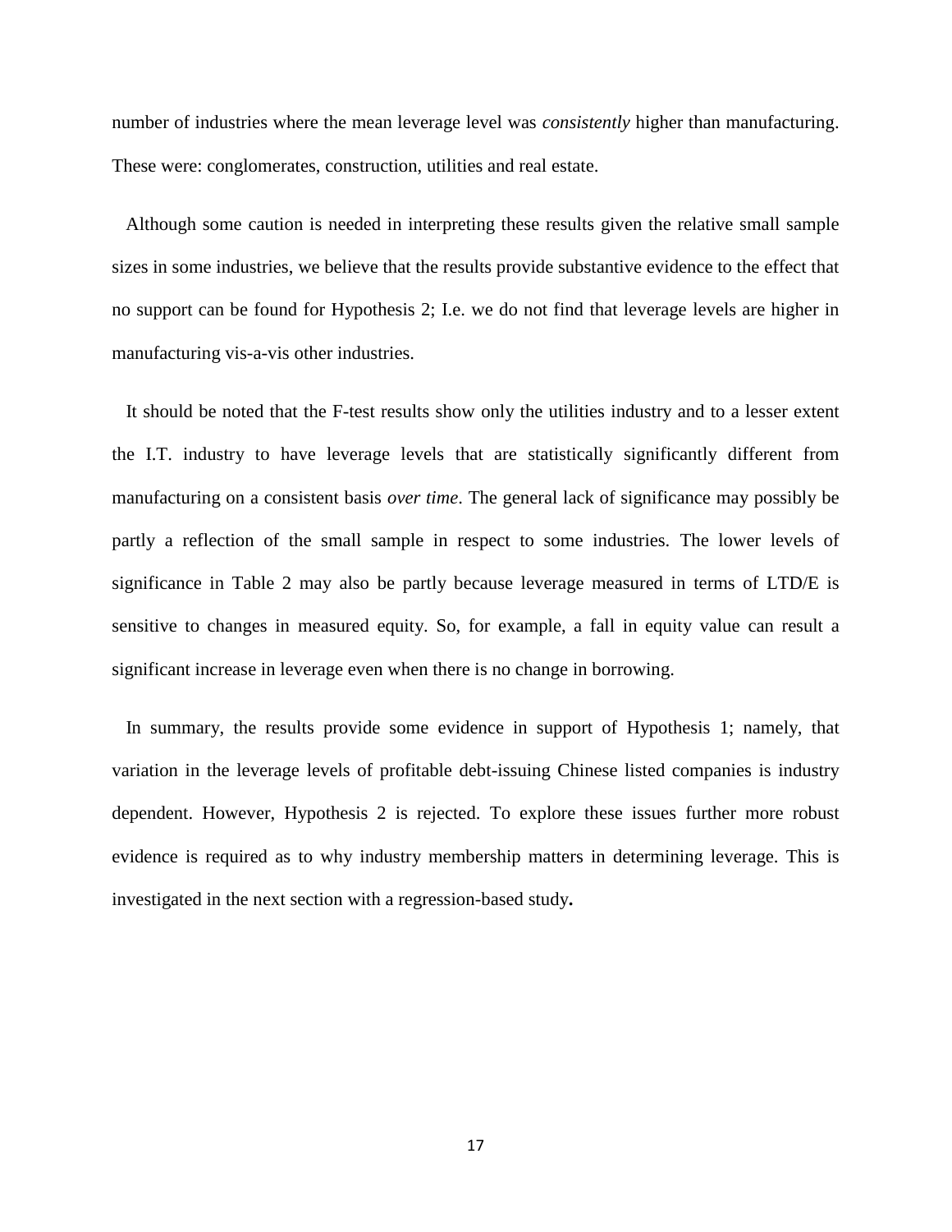number of industries where the mean leverage level was *consistently* higher than manufacturing. These were: conglomerates, construction, utilities and real estate.

Although some caution is needed in interpreting these results given the relative small sample sizes in some industries, we believe that the results provide substantive evidence to the effect that no support can be found for Hypothesis 2; I.e. we do not find that leverage levels are higher in manufacturing vis-a-vis other industries.

It should be noted that the F-test results show only the utilities industry and to a lesser extent the I.T. industry to have leverage levels that are statistically significantly different from manufacturing on a consistent basis *over time*. The general lack of significance may possibly be partly a reflection of the small sample in respect to some industries. The lower levels of significance in Table 2 may also be partly because leverage measured in terms of LTD/E is sensitive to changes in measured equity. So, for example, a fall in equity value can result a significant increase in leverage even when there is no change in borrowing.

In summary, the results provide some evidence in support of Hypothesis 1; namely, that variation in the leverage levels of profitable debt-issuing Chinese listed companies is industry dependent. However, Hypothesis 2 is rejected. To explore these issues further more robust evidence is required as to why industry membership matters in determining leverage. This is investigated in the next section with a regression-based study**.**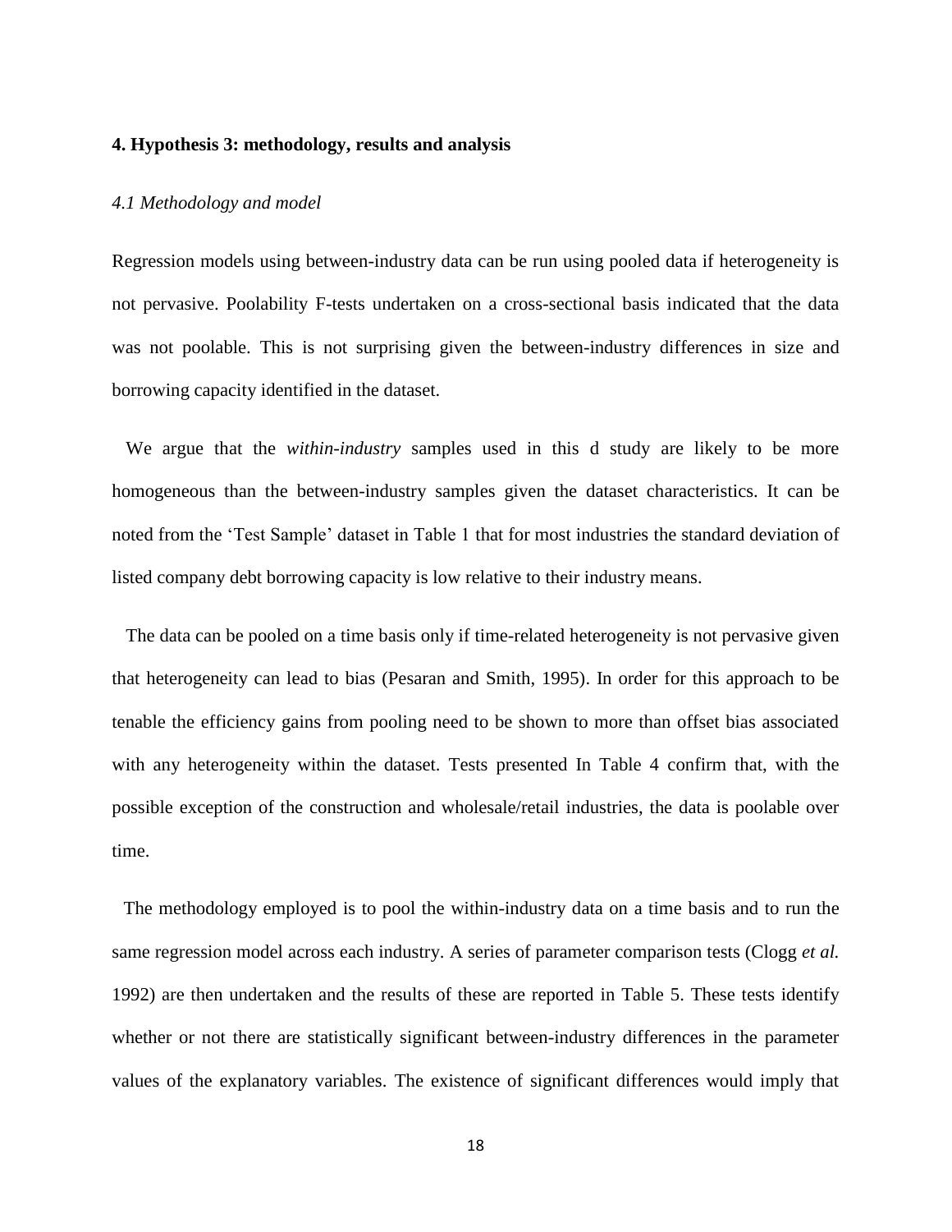## 4. Hypothesis 3: methodology, results and analysis

### *4.1 Methodology and model*

Regression models using between-industry data can be run using pooled data if heterogeneity is not pervasive. Poolability F-tests undertaken on a cross-sectional basis indicated that the data was not poolable. This is not surprising given the between-industry differences in size and borrowing capacity identified in the dataset.

We argue that the *within-industry* samples used in this d study are likely to be more homogeneous than the between-industry samples given the dataset characteristics. It can be noted from the 'Test Sample' dataset in Table 1 that for most industries the standard deviation of listed company debt borrowing capacity is low relative to their industry means.

The data can be pooled on a time basis only if time-related heterogeneity is not pervasive given that heterogeneity can lead to bias (Pesaran and Smith, 1995). In order for this approach to be tenable the efficiency gains from pooling need to be shown to more than offset bias associated with any heterogeneity within the dataset. Tests presented In Table 4 confirm that, with the possible exception of the construction and wholesale/retail industries, the data is poolable over time.

The methodology employed is to pool the within-industry data on a time basis and to run the same regression model across each industry. A series of parameter comparison tests (Clogg *et al.* 1992) are then undertaken and the results of these are reported in Table 5. These tests identify whether or not there are statistically significant between-industry differences in the parameter values of the explanatory variables. The existence of significant differences would imply that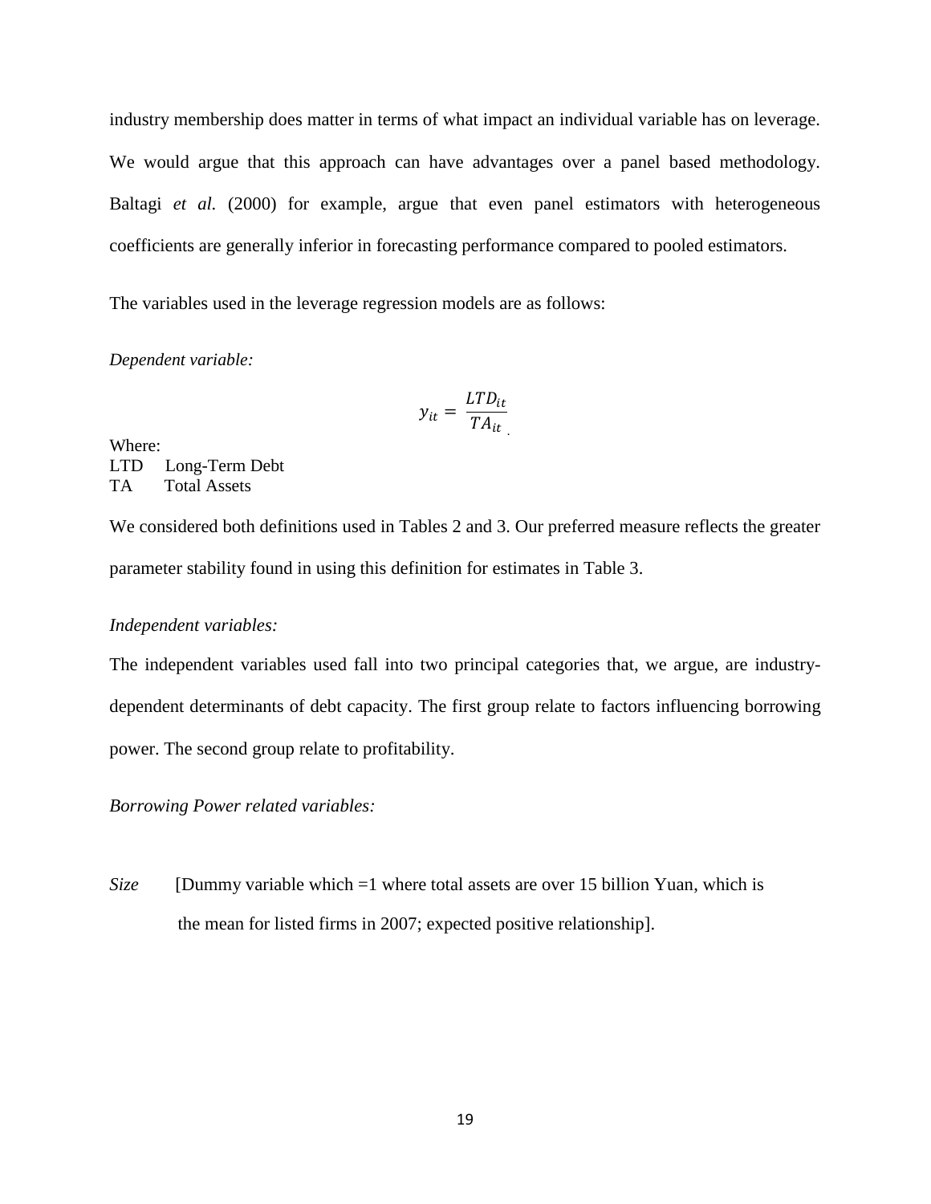industry membership does matter in terms of what impact an individual variable has on leverage. We would argue that this approach can have advantages over a panel based methodology. Baltagi *et al*. (2000) for example, argue that even panel estimators with heterogeneous coefficients are generally inferior in forecasting performance compared to pooled estimators.

The variables used in the leverage regression models are as follows:

*Dependent variable:*

$$y_{it} = \frac{LTD_{it}}{TA_{it}}$$

Where:
LTD Long-Term Debt
TA Total Assets

We considered both definitions used in Tables 2 and 3. Our preferred measure reflects the greater parameter stability found in using this definition for estimates in Table 3.

*Independent variables:*

The independent variables used fall into two principal categories that, we argue, are industry-dependent determinants of debt capacity. The first group relate to factors influencing borrowing power. The second group relate to profitability.

*Borrowing Power related variables:*

*Size* [Dummy variable which =1 where total assets are over 15 billion Yuan, which is the mean for listed firms in 2007; expected positive relationship].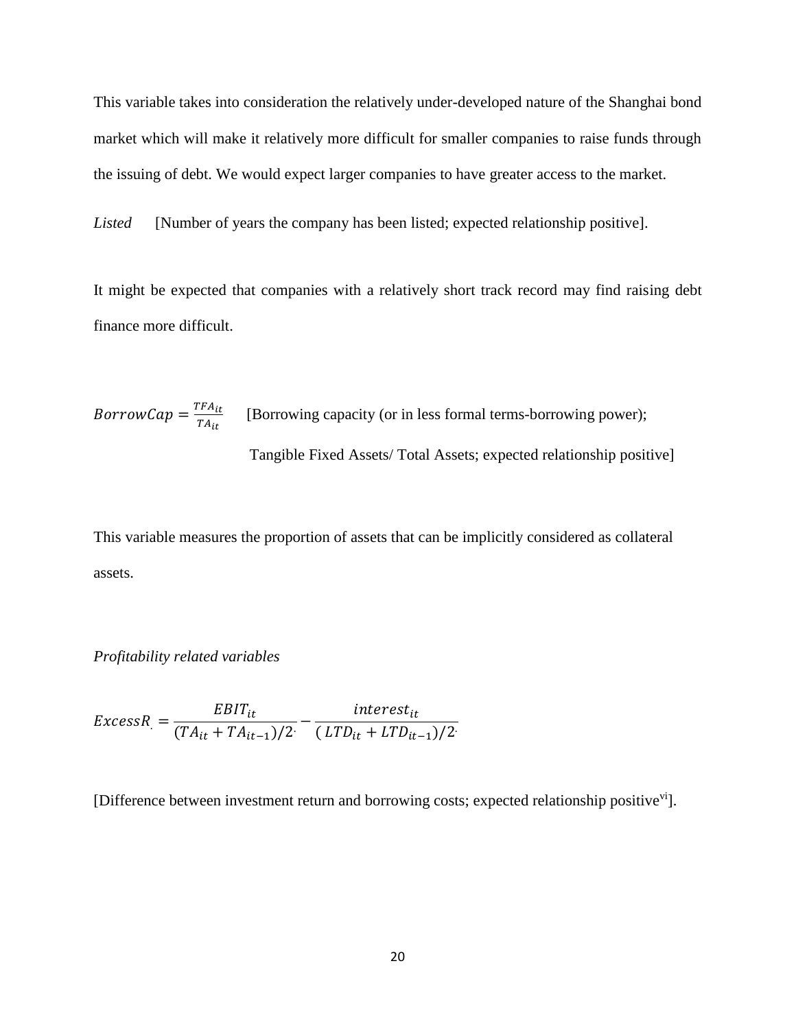This variable takes into consideration the relatively under-developed nature of the Shanghai bond market which will make it relatively more difficult for smaller companies to raise funds through the issuing of debt. We would expect larger companies to have greater access to the market.

*Listed* [Number of years the company has been listed; expected relationship positive].

It might be expected that companies with a relatively short track record may find raising debt finance more difficult.

$BorrowCap = \frac{TFA_{it}}{TA_{it}}$ [Borrowing capacity (or in less formal terms-borrowing power); Tangible Fixed Assets/ Total Assets; expected relationship positive]

This variable measures the proportion of assets that can be implicitly considered as collateral assets.

*Profitability related variables*

$$ExcessR_{.} = \frac{EBIT_{it}}{(TA_{it} + TA_{it-1})/2_{.}} - \frac{interest_{it}}{(LTD_{it} + LTD_{it-1})/2_{.}}$$

[Difference between investment return and borrowing costs; expected relationship positive[vi]].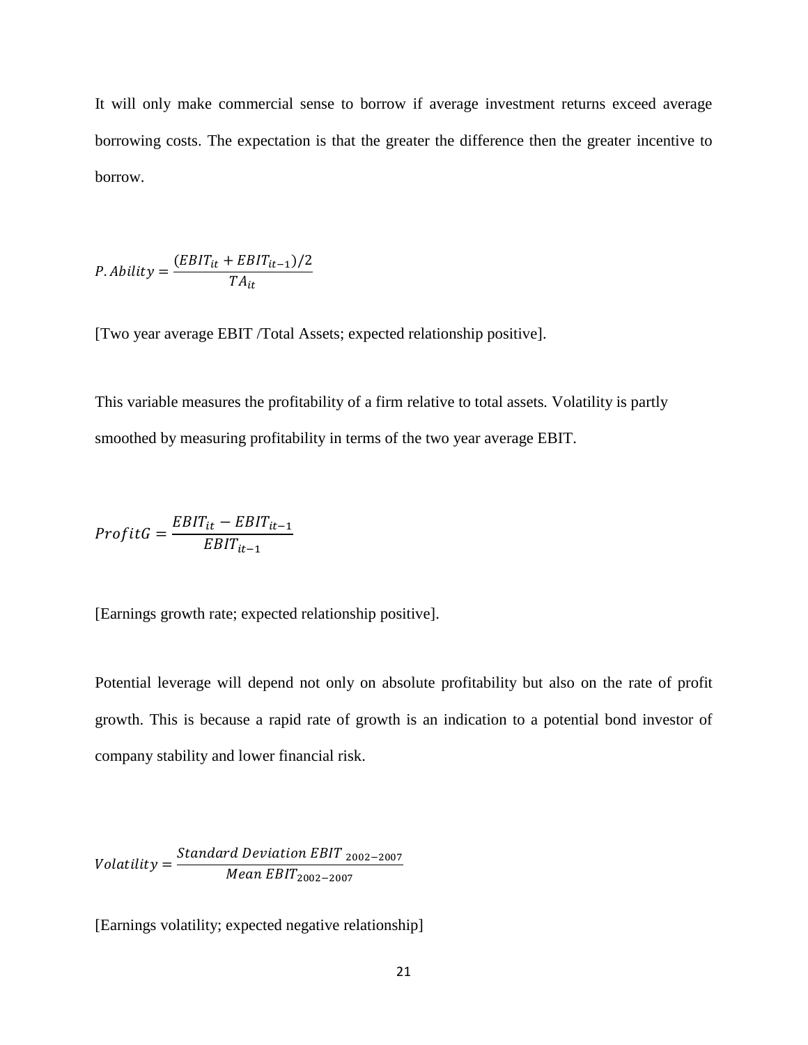It will only make commercial sense to borrow if average investment returns exceed average borrowing costs. The expectation is that the greater the difference then the greater incentive to borrow.

$$P.Ability = \frac{(EBIT_{it} + EBIT_{it-1})/2}{TA_{it}}$$

[Two year average EBIT /Total Assets; expected relationship positive].

This variable measures the profitability of a firm relative to total assets. Volatility is partly smoothed by measuring profitability in terms of the two year average EBIT.

$$ProfitG = \frac{EBIT_{it} - EBIT_{it-1}}{EBIT_{it-1}}$$

[Earnings growth rate; expected relationship positive].

Potential leverage will depend not only on absolute profitability but also on the rate of profit growth. This is because a rapid rate of growth is an indication to a potential bond investor of company stability and lower financial risk.

$$Volatility = \frac{Standard\ Deviation\ EBIT_{\ 2002-2007}}{Mean\ EBIT_{2002-2007}}$$

[Earnings volatility; expected negative relationship]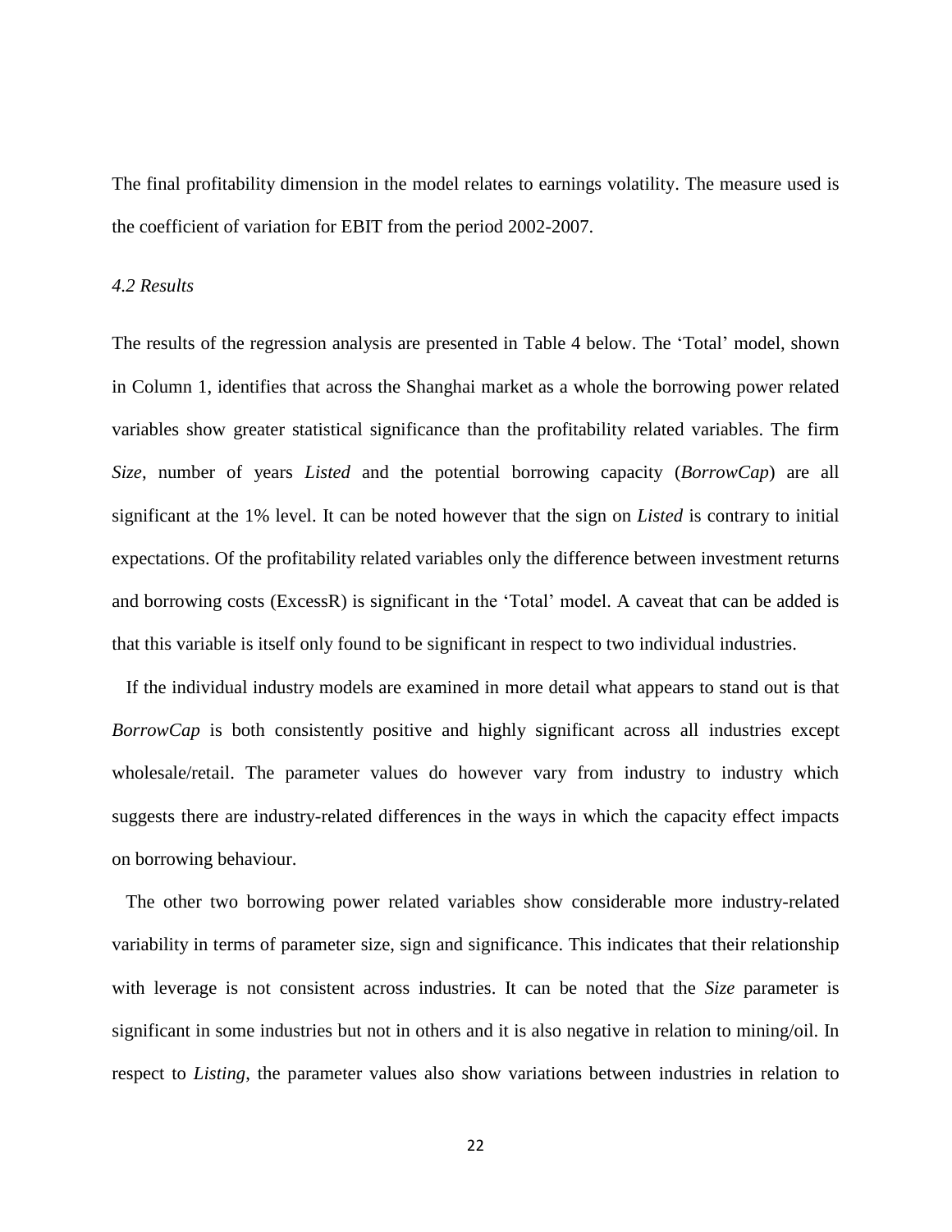The final profitability dimension in the model relates to earnings volatility. The measure used is the coefficient of variation for EBIT from the period 2002-2007.

*4.2 Results*

The results of the regression analysis are presented in Table 4 below. The 'Total' model, shown in Column 1, identifies that across the Shanghai market as a whole the borrowing power related variables show greater statistical significance than the profitability related variables. The firm *Size*, number of years *Listed* and the potential borrowing capacity (*BorrowCap*) are all significant at the 1% level. It can be noted however that the sign on *Listed* is contrary to initial expectations. Of the profitability related variables only the difference between investment returns and borrowing costs (ExcessR) is significant in the 'Total' model. A caveat that can be added is that this variable is itself only found to be significant in respect to two individual industries.

If the individual industry models are examined in more detail what appears to stand out is that *BorrowCap* is both consistently positive and highly significant across all industries except wholesale/retail. The parameter values do however vary from industry to industry which suggests there are industry-related differences in the ways in which the capacity effect impacts on borrowing behaviour.

The other two borrowing power related variables show considerable more industry-related variability in terms of parameter size, sign and significance. This indicates that their relationship with leverage is not consistent across industries. It can be noted that the *Size* parameter is significant in some industries but not in others and it is also negative in relation to mining/oil. In respect to *Listing*, the parameter values also show variations between industries in relation to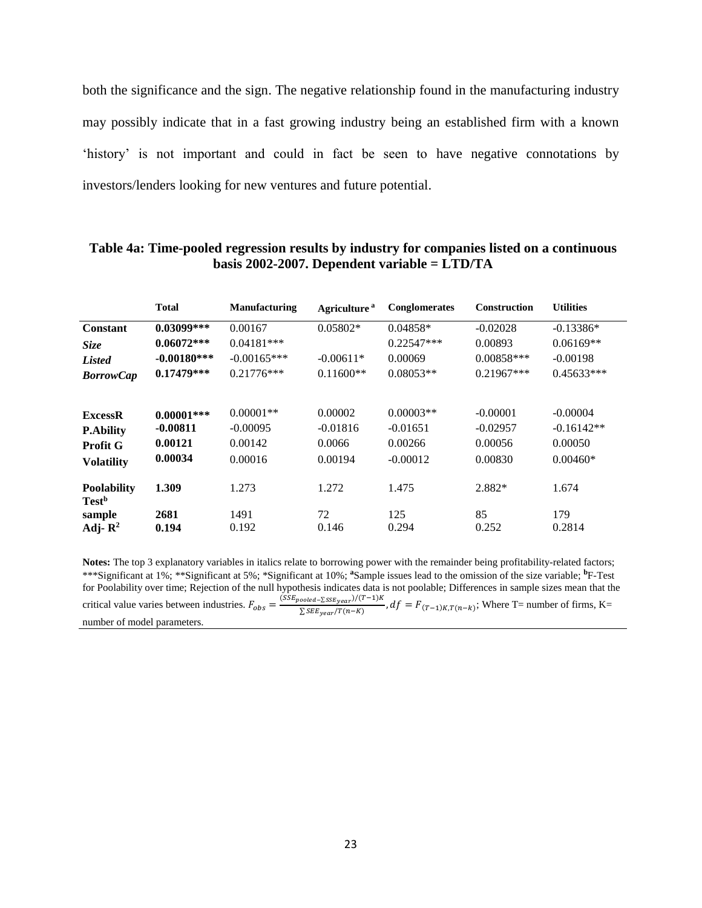both the significance and the sign. The negative relationship found in the manufacturing industry may possibly indicate that in a fast growing industry being an established firm with a known 'history' is not important and could in fact be seen to have negative connotations by investors/lenders looking for new ventures and future potential.

**Table 4a: Time-pooled regression results by industry for companies listed on a continuous basis 2002-2007. Dependent variable = LTD/TA**

| | **Total** | **Manufacturing** | **Agriculture** [a] | **Conglomerates** | **Construction** | **Utilities** |
|---|---|---|---|---|---|---|
| **Constant** | **0.03099*** ** | 0.00167 | 0.05802* | 0.04858* | -0.02028 | -0.13386* |
| ***Size*** | **0.06072*** ** | 0.04181*** | | 0.22547*** | 0.00893 | 0.06169** |
| ***Listed*** | **-0.00180*** ** | -0.00165*** | -0.00611* | 0.00069 | 0.00858*** | -0.00198 |
| ***BorrowCap*** | **0.17479*** ** | 0.21776*** | 0.11600** | 0.08053** | 0.21967*** | 0.45633*** |
| **ExcessR** | **0.00001*** ** | 0.00001** | 0.00002 | 0.00003** | -0.00001 | -0.00004 |
| **P.Ability** | **-0.00811** | -0.00095 | -0.01816 | -0.01651 | -0.02957 | -0.16142** |
| **Profit G** | **0.00121** | 0.00142 | 0.0066 | 0.00266 | 0.00056 | 0.00050 |
| **Volatility** | **0.00034** | 0.00016 | 0.00194 | -0.00012 | 0.00830 | 0.00460* |
| **Poolability Test** [b] | **1.309** | 1.273 | 1.272 | 1.475 | 2.882* | 1.674 |
| **sample** | **2681** | 1491 | 72 | 125 | 85 | 179 |
| **Adj- $R^2$** | **0.194** | 0.192 | 0.146 | 0.294 | 0.252 | 0.2814 |

**Notes:** The top 3 explanatory variables in italics relate to borrowing power with the remainder being profitability-related factors; ***Significant at 1%; **Significant at 5%; *Significant at 10%; [a]Sample issues lead to the omission of the size variable; [b]F-Test for Poolability over time; Rejection of the null hypothesis indicates data is not poolable; Differences in sample sizes mean that the critical value varies between industries. $F_{obs} = \frac{(SSE_{pooled} - \sum SSE_{year})/(T-1)K}{\sum SEE_{year}/T(n-K)}$, $df = F_{(T-1)K, T(n-k)}$; Where T= number of firms, K= number of model parameters.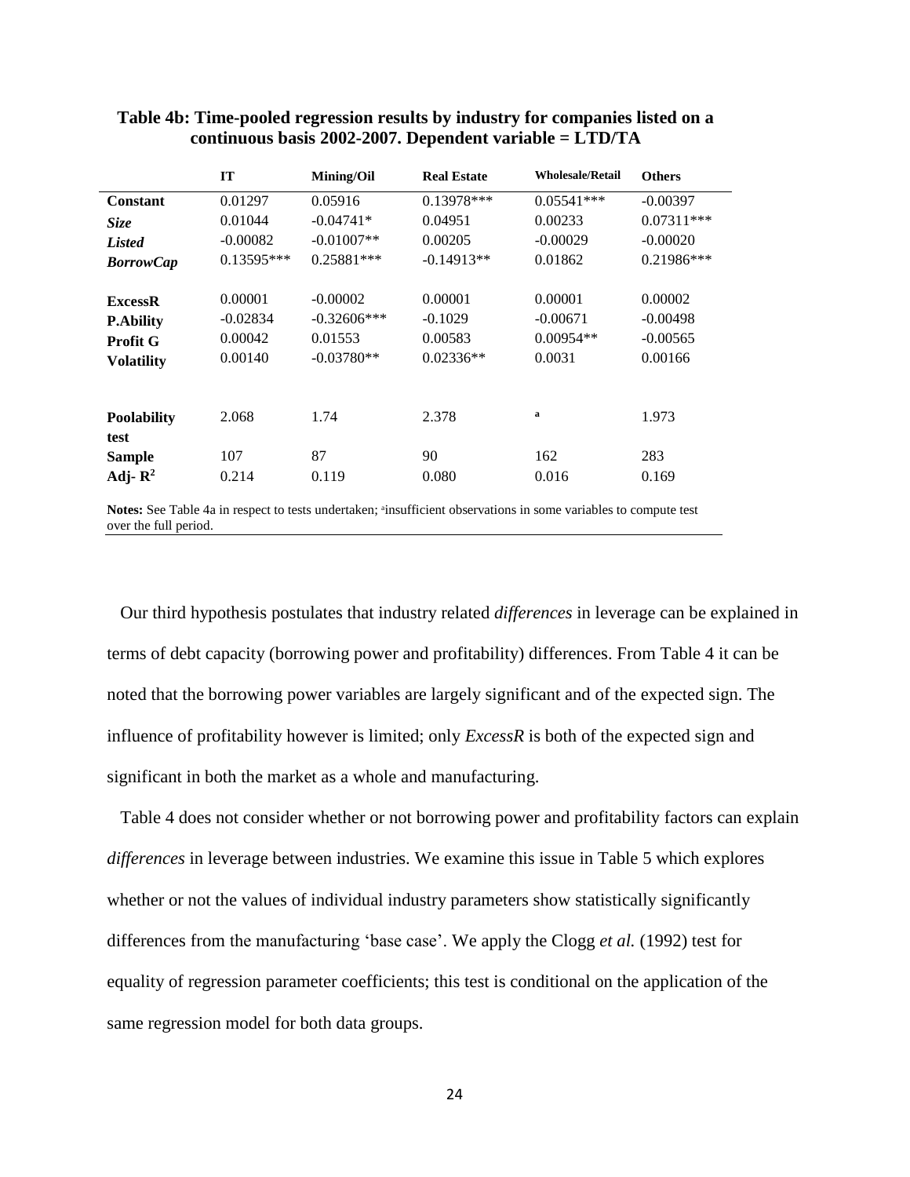**Table 4b: Time-pooled regression results by industry for companies listed on a continuous basis 2002-2007. Dependent variable = LTD/TA**

| | IT | Mining/Oil | Real Estate | Wholesale/Retail | Others |
|---|---|---|---|---|---|
| **Constant** | 0.01297 | 0.05916 | 0.13978*** | 0.05541*** | -0.00397 |
| ***Size*** | 0.01044 | -0.04741* | 0.04951 | 0.00233 | 0.07311*** |
| ***Listed*** | -0.00082 | -0.01007** | 0.00205 | -0.00029 | -0.00020 |
| ***BorrowCap*** | 0.13595*** | 0.25881*** | -0.14913** | 0.01862 | 0.21986*** |
| **ExcessR** | 0.00001 | -0.00002 | 0.00001 | 0.00001 | 0.00002 |
| **P.Ability** | -0.02834 | -0.32606*** | -0.1029 | -0.00671 | -0.00498 |
| **Profit G** | 0.00042 | 0.01553 | 0.00583 | 0.00954** | -0.00565 |
| **Volatility** | 0.00140 | -0.03780** | 0.02336** | 0.0031 | 0.00166 |
| **Poolability test** | 2.068 | 1.74 | 2.378 | [a] | 1.973 |
| **Sample** | 107 | 87 | 90 | 162 | 283 |
| **Adj- $R^2$** | 0.214 | 0.119 | 0.080 | 0.016 | 0.169 |

**Notes:** See Table 4a in respect to tests undertaken; [a]insufficient observations in some variables to compute test over the full period.

Our third hypothesis postulates that industry related *differences* in leverage can be explained in terms of debt capacity (borrowing power and profitability) differences. From Table 4 it can be noted that the borrowing power variables are largely significant and of the expected sign. The influence of profitability however is limited; only *ExcessR* is both of the expected sign and significant in both the market as a whole and manufacturing.

Table 4 does not consider whether or not borrowing power and profitability factors can explain *differences* in leverage between industries. We examine this issue in Table 5 which explores whether or not the values of individual industry parameters show statistically significantly differences from the manufacturing 'base case'. We apply the Clogg *et al.* (1992) test for equality of regression parameter coefficients; this test is conditional on the application of the same regression model for both data groups.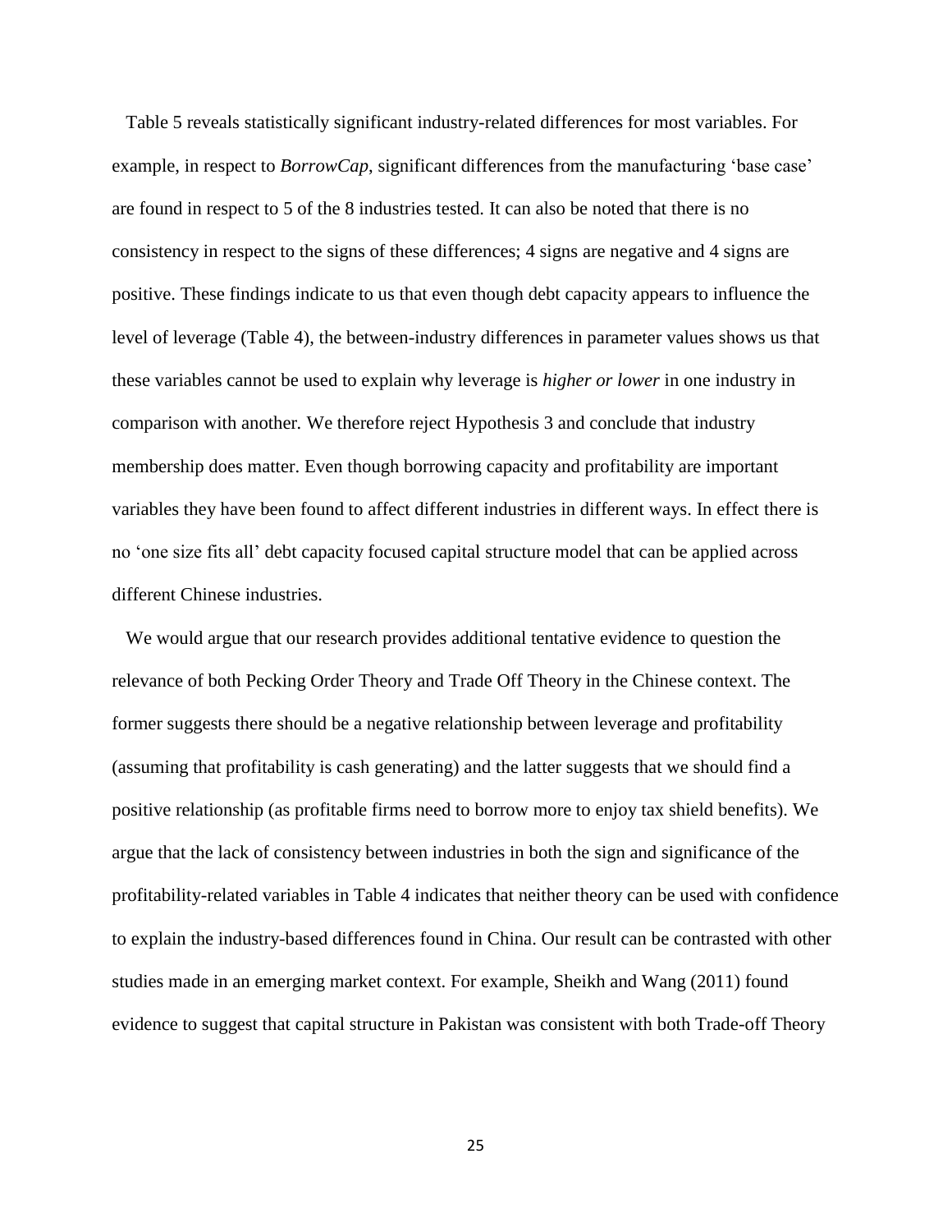Table 5 reveals statistically significant industry-related differences for most variables. For example, in respect to *BorrowCap*, significant differences from the manufacturing 'base case' are found in respect to 5 of the 8 industries tested. It can also be noted that there is no consistency in respect to the signs of these differences; 4 signs are negative and 4 signs are positive. These findings indicate to us that even though debt capacity appears to influence the level of leverage (Table 4), the between-industry differences in parameter values shows us that these variables cannot be used to explain why leverage is *higher or lower* in one industry in comparison with another. We therefore reject Hypothesis 3 and conclude that industry membership does matter. Even though borrowing capacity and profitability are important variables they have been found to affect different industries in different ways. In effect there is no 'one size fits all' debt capacity focused capital structure model that can be applied across different Chinese industries.

We would argue that our research provides additional tentative evidence to question the relevance of both Pecking Order Theory and Trade Off Theory in the Chinese context. The former suggests there should be a negative relationship between leverage and profitability (assuming that profitability is cash generating) and the latter suggests that we should find a positive relationship (as profitable firms need to borrow more to enjoy tax shield benefits). We argue that the lack of consistency between industries in both the sign and significance of the profitability-related variables in Table 4 indicates that neither theory can be used with confidence to explain the industry-based differences found in China. Our result can be contrasted with other studies made in an emerging market context. For example, Sheikh and Wang (2011) found evidence to suggest that capital structure in Pakistan was consistent with both Trade-off Theory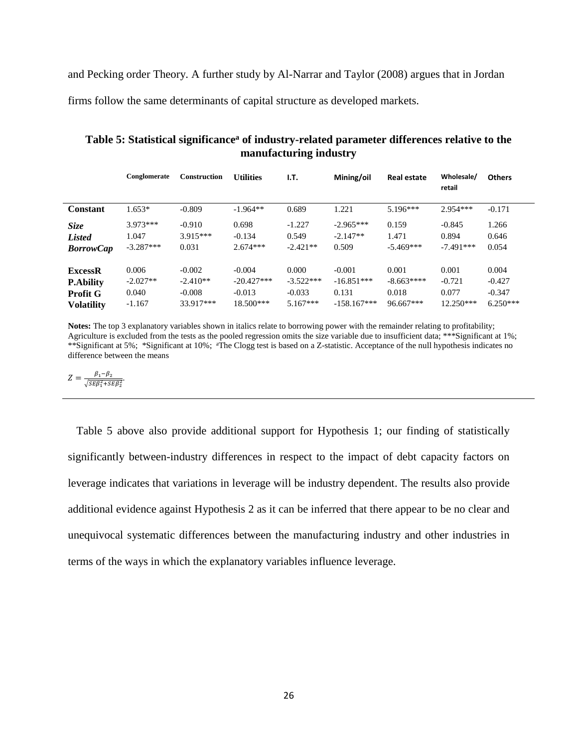and Pecking order Theory. A further study by Al-Narrar and Taylor (2008) argues that in Jordan firms follow the same determinants of capital structure as developed markets.

**Table 5: Statistical significance[a] of industry-related parameter differences relative to the manufacturing industry**

| | Conglomerate | Construction | Utilities | I.T. | Mining/oil | Real estate | Wholesale/retail | Others |
|---|---|---|---|---|---|---|---|---|
| **Constant** | 1.653* | -0.809 | -1.964** | 0.689 | 1.221 | 5.196*** | 2.954*** | -0.171 |
| ***Size*** | 3.973*** | -0.910 | 0.698 | -1.227 | -2.965*** | 0.159 | -0.845 | 1.266 |
| ***Listed*** | 1.047 | 3.915*** | -0.134 | 0.549 | -2.147** | 1.471 | 0.894 | 0.646 |
| ***BorrowCap*** | -3.287*** | 0.031 | 2.674*** | -2.421** | 0.509 | -5.469*** | -7.491*** | 0.054 |
| **ExcessR** | 0.006 | -0.002 | -0.004 | 0.000 | -0.001 | 0.001 | 0.001 | 0.004 |
| **P.Ability** | -2.027** | -2.410** | -20.427*** | -3.522*** | -16.851*** | -8.663**** | -0.721 | -0.427 |
| **Profit G** | 0.040 | -0.008 | -0.013 | -0.033 | 0.131 | 0.018 | 0.077 | -0.347 |
| **Volatility** | -1.167 | 33.917*** | 18.500*** | 5.167*** | -158.167*** | 96.667*** | 12.250*** | 6.250*** |

**Notes:** The top 3 explanatory variables shown in italics relate to borrowing power with the remainder relating to profitability; Agriculture is excluded from the tests as the pooled regression omits the size variable due to insufficient data; ***Significant at 1%; **Significant at 5%; *Significant at 10%; [a]The Clogg test is based on a Z-statistic. Acceptance of the null hypothesis indicates no difference between the means

$$Z = \frac{\beta_1 - \beta_2}{\sqrt{SE\beta_1^2 + SE\beta_2^2}}.$$

Table 5 above also provide additional support for Hypothesis 1; our finding of statistically significantly between-industry differences in respect to the impact of debt capacity factors on leverage indicates that variations in leverage will be industry dependent. The results also provide additional evidence against Hypothesis 2 as it can be inferred that there appear to be no clear and unequivocal systematic differences between the manufacturing industry and other industries in terms of the ways in which the explanatory variables influence leverage.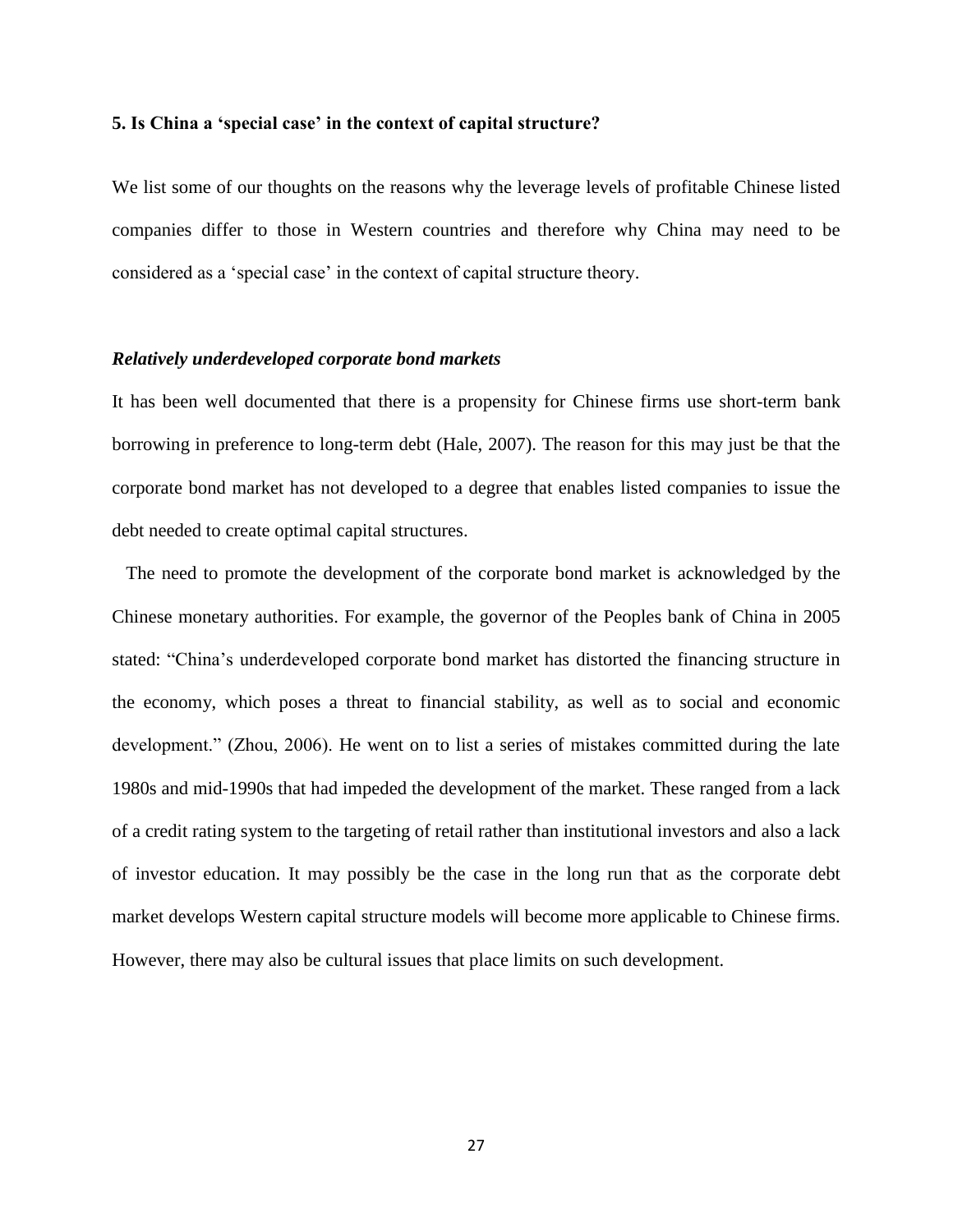## 5. Is China a 'special case' in the context of capital structure?

We list some of our thoughts on the reasons why the leverage levels of profitable Chinese listed companies differ to those in Western countries and therefore why China may need to be considered as a 'special case' in the context of capital structure theory.

### *Relatively underdeveloped corporate bond markets*

It has been well documented that there is a propensity for Chinese firms use short-term bank borrowing in preference to long-term debt (Hale, 2007). The reason for this may just be that the corporate bond market has not developed to a degree that enables listed companies to issue the debt needed to create optimal capital structures.

The need to promote the development of the corporate bond market is acknowledged by the Chinese monetary authorities. For example, the governor of the Peoples bank of China in 2005 stated: "China's underdeveloped corporate bond market has distorted the financing structure in the economy, which poses a threat to financial stability, as well as to social and economic development." (Zhou, 2006). He went on to list a series of mistakes committed during the late 1980s and mid-1990s that had impeded the development of the market. These ranged from a lack of a credit rating system to the targeting of retail rather than institutional investors and also a lack of investor education. It may possibly be the case in the long run that as the corporate debt market develops Western capital structure models will become more applicable to Chinese firms. However, there may also be cultural issues that place limits on such development.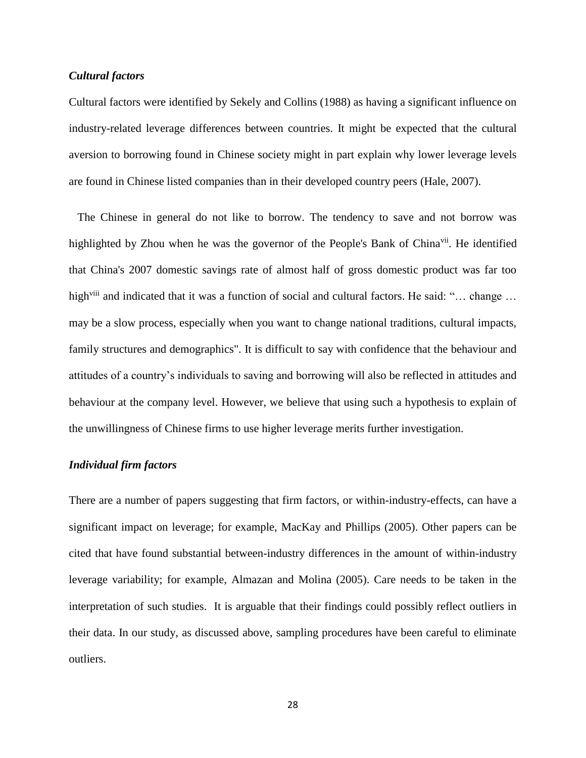### *Cultural factors*

Cultural factors were identified by Sekely and Collins (1988) as having a significant influence on industry-related leverage differences between countries. It might be expected that the cultural aversion to borrowing found in Chinese society might in part explain why lower leverage levels are found in Chinese listed companies than in their developed country peers (Hale, 2007).

The Chinese in general do not like to borrow. The tendency to save and not borrow was highlighted by Zhou when he was the governor of the People's Bank of China[vii]. He identified that China's 2007 domestic savings rate of almost half of gross domestic product was far too high[viii] and indicated that it was a function of social and cultural factors. He said: "… change … may be a slow process, especially when you want to change national traditions, cultural impacts, family structures and demographics". It is difficult to say with confidence that the behaviour and attitudes of a country's individuals to saving and borrowing will also be reflected in attitudes and behaviour at the company level. However, we believe that using such a hypothesis to explain of the unwillingness of Chinese firms to use higher leverage merits further investigation.

### *Individual firm factors*

There are a number of papers suggesting that firm factors, or within-industry-effects, can have a significant impact on leverage; for example, MacKay and Phillips (2005). Other papers can be cited that have found substantial between-industry differences in the amount of within-industry leverage variability; for example, Almazan and Molina (2005). Care needs to be taken in the interpretation of such studies. It is arguable that their findings could possibly reflect outliers in their data. In our study, as discussed above, sampling procedures have been careful to eliminate outliers.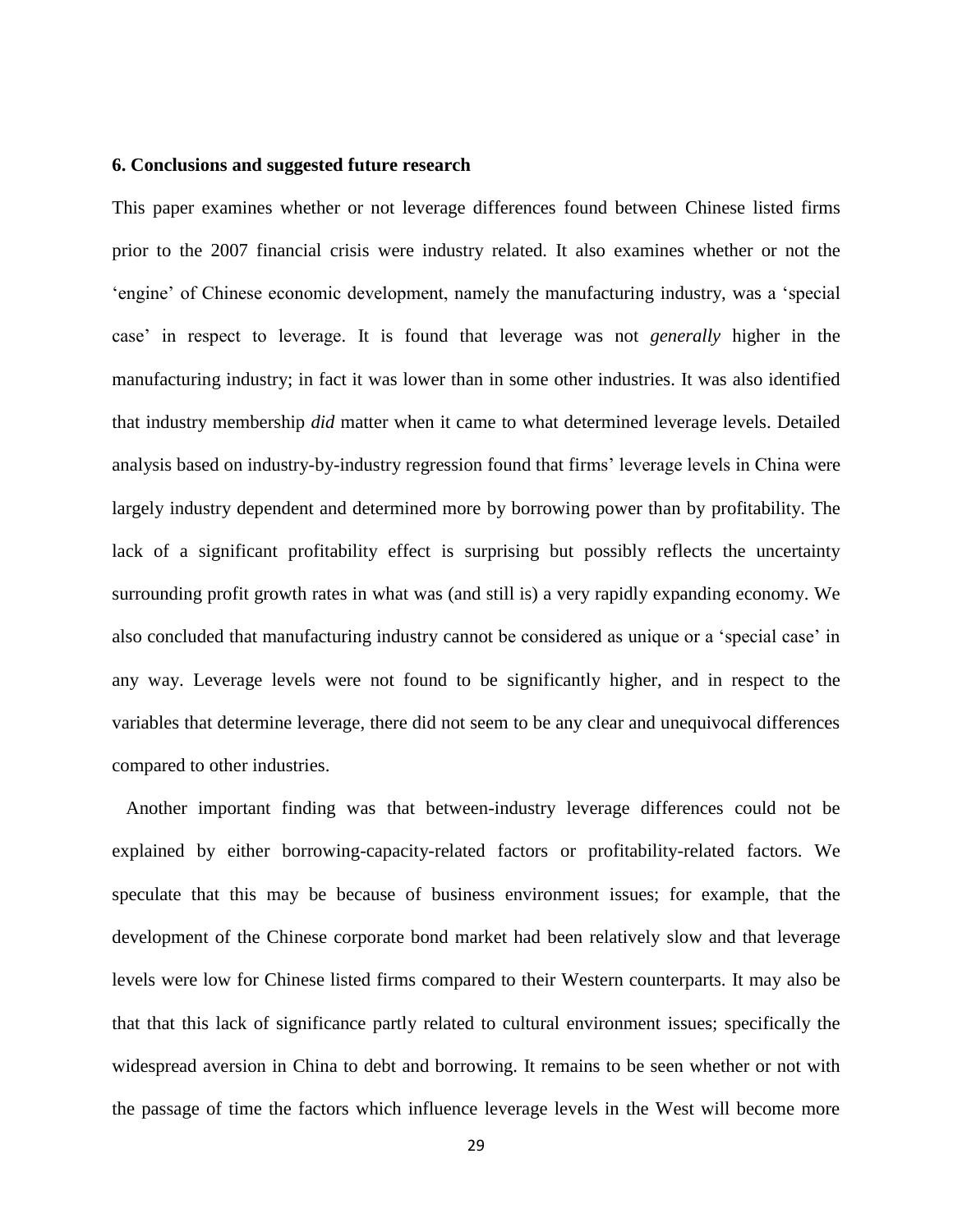## 6. Conclusions and suggested future research

This paper examines whether or not leverage differences found between Chinese listed firms prior to the 2007 financial crisis were industry related. It also examines whether or not the 'engine' of Chinese economic development, namely the manufacturing industry, was a 'special case' in respect to leverage. It is found that leverage was not *generally* higher in the manufacturing industry; in fact it was lower than in some other industries. It was also identified that industry membership *did* matter when it came to what determined leverage levels. Detailed analysis based on industry-by-industry regression found that firms' leverage levels in China were largely industry dependent and determined more by borrowing power than by profitability. The lack of a significant profitability effect is surprising but possibly reflects the uncertainty surrounding profit growth rates in what was (and still is) a very rapidly expanding economy. We also concluded that manufacturing industry cannot be considered as unique or a 'special case' in any way. Leverage levels were not found to be significantly higher, and in respect to the variables that determine leverage, there did not seem to be any clear and unequivocal differences compared to other industries.

Another important finding was that between-industry leverage differences could not be explained by either borrowing-capacity-related factors or profitability-related factors. We speculate that this may be because of business environment issues; for example, that the development of the Chinese corporate bond market had been relatively slow and that leverage levels were low for Chinese listed firms compared to their Western counterparts. It may also be that that this lack of significance partly related to cultural environment issues; specifically the widespread aversion in China to debt and borrowing. It remains to be seen whether or not with the passage of time the factors which influence leverage levels in the West will become more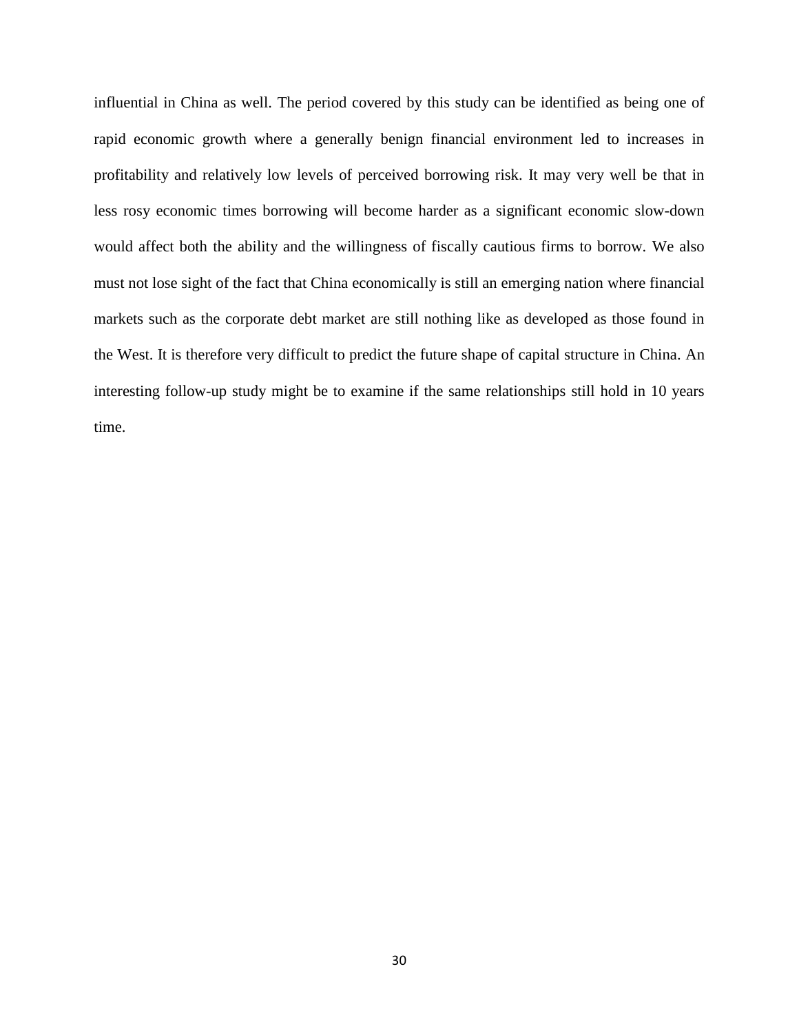influential in China as well. The period covered by this study can be identified as being one of rapid economic growth where a generally benign financial environment led to increases in profitability and relatively low levels of perceived borrowing risk. It may very well be that in less rosy economic times borrowing will become harder as a significant economic slow-down would affect both the ability and the willingness of fiscally cautious firms to borrow. We also must not lose sight of the fact that China economically is still an emerging nation where financial markets such as the corporate debt market are still nothing like as developed as those found in the West. It is therefore very difficult to predict the future shape of capital structure in China. An interesting follow-up study might be to examine if the same relationships still hold in 10 years time.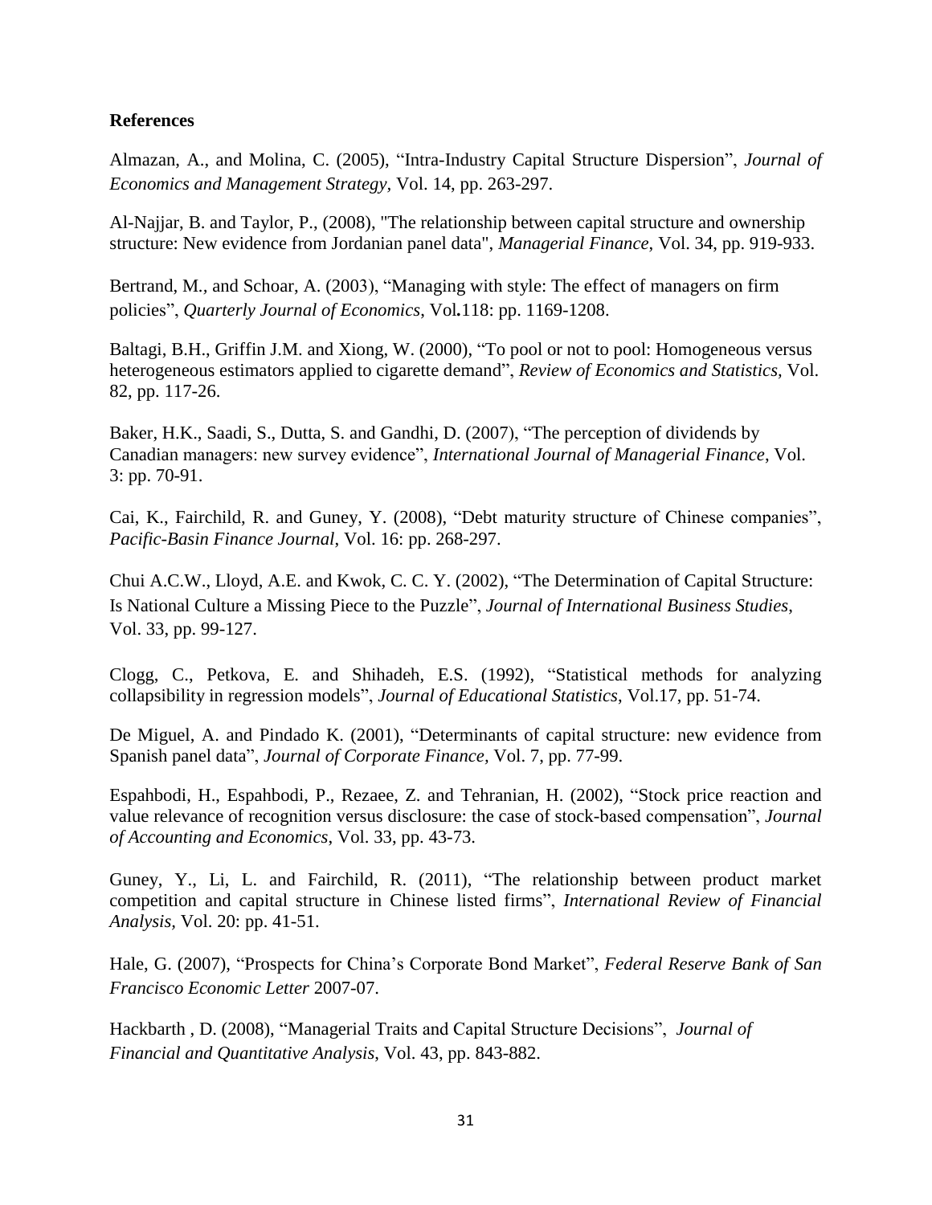**References**

Almazan, A., and Molina, C. (2005), "Intra-Industry Capital Structure Dispersion", *Journal of Economics and Management Strategy*, Vol. 14, pp. 263-297.

Al-Najjar, B. and Taylor, P., (2008), "The relationship between capital structure and ownership structure: New evidence from Jordanian panel data", *Managerial Finance*, Vol. 34, pp. 919-933.

Bertrand, M., and Schoar, A. (2003), "Managing with style: The effect of managers on firm policies", *Quarterly Journal of Economics*, Vol**.**118: pp. 1169-1208.

Baltagi, B.H., Griffin J.M. and Xiong, W. (2000), "To pool or not to pool: Homogeneous versus heterogeneous estimators applied to cigarette demand", *Review of Economics and Statistics*, Vol. 82, pp. 117-26.

Baker, H.K., Saadi, S., Dutta, S. and Gandhi, D. (2007), "The perception of dividends by Canadian managers: new survey evidence", *International Journal of Managerial Finance*, Vol. 3: pp. 70-91.

Cai, K., Fairchild, R. and Guney, Y. (2008), "Debt maturity structure of Chinese companies", *Pacific-Basin Finance Journal*, Vol. 16: pp. 268-297.

Chui A.C.W., Lloyd, A.E. and Kwok, C. C. Y. (2002), "The Determination of Capital Structure: Is National Culture a Missing Piece to the Puzzle", *Journal of International Business Studies*, Vol. 33, pp. 99-127.

Clogg, C., Petkova, E. and Shihadeh, E.S. (1992), "Statistical methods for analyzing collapsibility in regression models", *Journal of Educational Statistics*, Vol.17, pp. 51-74.

De Miguel, A. and Pindado K. (2001), "Determinants of capital structure: new evidence from Spanish panel data", *Journal of Corporate Finance,* Vol. 7, pp. 77-99.

Espahbodi, H., Espahbodi, P., Rezaee, Z. and Tehranian, H. (2002), "Stock price reaction and value relevance of recognition versus disclosure: the case of stock-based compensation", *Journal of Accounting and Economics*, Vol. 33, pp. 43-73.

Guney, Y., Li, L. and Fairchild, R. (2011), "The relationship between product market competition and capital structure in Chinese listed firms", *International Review of Financial Analysis,* Vol. 20: pp. 41-51.

Hale, G. (2007), "Prospects for China's Corporate Bond Market", *Federal Reserve Bank of San Francisco Economic Letter* 2007-07.

Hackbarth , D. (2008), "Managerial Traits and Capital Structure Decisions", *Journal of Financial and Quantitative Analysis,* Vol. 43, pp. 843-882.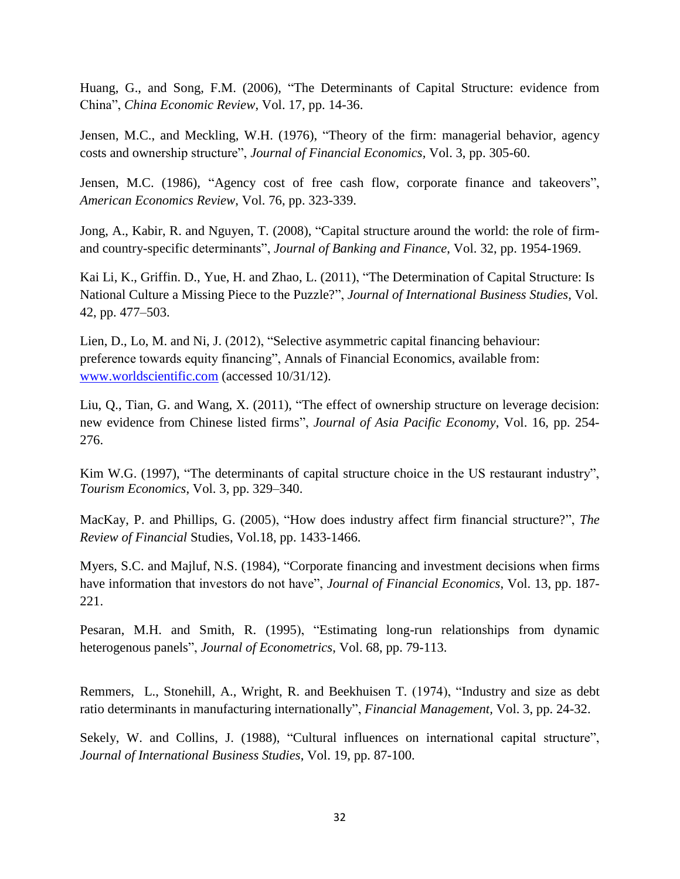Huang, G., and Song, F.M. (2006), "The Determinants of Capital Structure: evidence from China", *China Economic Review*, Vol. 17, pp. 14-36.

Jensen, M.C., and Meckling, W.H. (1976), "Theory of the firm: managerial behavior, agency costs and ownership structure", *Journal of Financial Economics*, Vol. 3, pp. 305-60.

Jensen, M.C. (1986), "Agency cost of free cash flow, corporate finance and takeovers", *American Economics Review*, Vol. 76, pp. 323-339.

Jong, A., Kabir, R. and Nguyen, T. (2008), "Capital structure around the world: the role of firm- and country-specific determinants", *Journal of Banking and Finance*, Vol. 32, pp. 1954-1969.

Kai Li, K., Griffin. D., Yue, H. and Zhao, L. (2011), "The Determination of Capital Structure: Is National Culture a Missing Piece to the Puzzle?", *Journal of International Business Studies*, Vol. 42, pp. 477–503.

Lien, D., Lo, M. and Ni, J. (2012), "Selective asymmetric capital financing behaviour: preference towards equity financing", Annals of Financial Economics, available from: www.worldscientific.com (accessed 10/31/12).

Liu, Q., Tian, G. and Wang, X. (2011), "The effect of ownership structure on leverage decision: new evidence from Chinese listed firms", *Journal of Asia Pacific Economy*, Vol. 16, pp. 254-276.

Kim W.G. (1997), "The determinants of capital structure choice in the US restaurant industry", *Tourism Economics*, Vol. 3, pp. 329–340.

MacKay, P. and Phillips, G. (2005), "How does industry affect firm financial structure?", *The Review of Financial* Studies, Vol.18, pp. 1433-1466.

Myers, S.C. and Majluf, N.S. (1984), "Corporate financing and investment decisions when firms have information that investors do not have", *Journal of Financial Economics*, Vol. 13, pp. 187-221.

Pesaran, M.H. and Smith, R. (1995), "Estimating long-run relationships from dynamic heterogenous panels", *Journal of Econometrics*, Vol. 68, pp. 79-113.

Remmers, L., Stonehill, A., Wright, R. and Beekhuisen T. (1974), "Industry and size as debt ratio determinants in manufacturing internationally", *Financial Management*, Vol. 3, pp. 24-32.

Sekely, W. and Collins, J. (1988), "Cultural influences on international capital structure", *Journal of International Business Studies*, Vol. 19, pp. 87-100.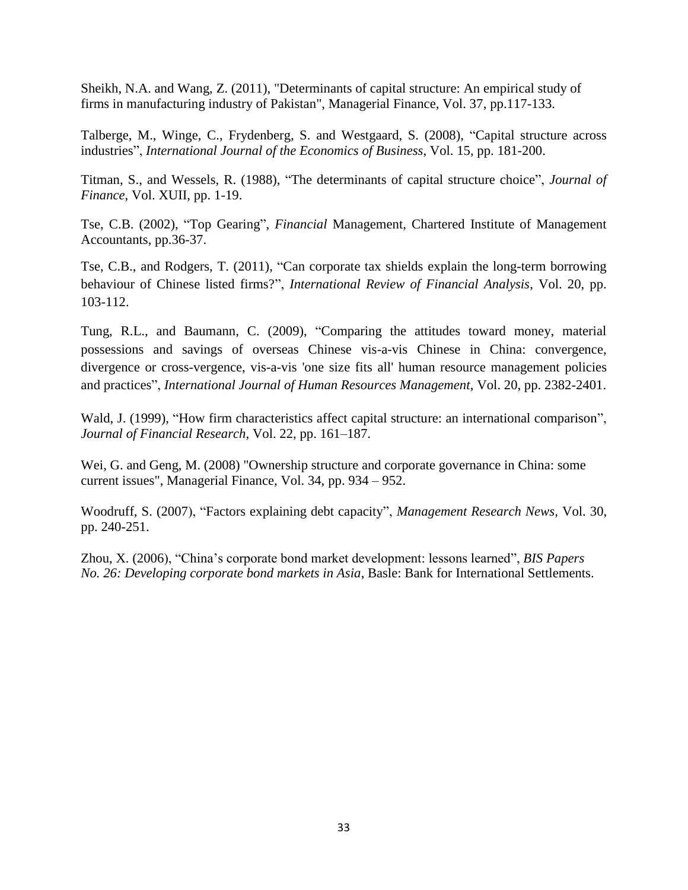Sheikh, N.A. and Wang, Z. (2011), "Determinants of capital structure: An empirical study of firms in manufacturing industry of Pakistan", Managerial Finance, Vol. 37, pp.117-133.

Talberge, M., Winge, C., Frydenberg, S. and Westgaard, S. (2008), "Capital structure across industries", *International Journal of the Economics of Business*, Vol. 15, pp. 181-200.

Titman, S., and Wessels, R. (1988), "The determinants of capital structure choice", *Journal of Finance*, Vol. XUII, pp. 1-19.

Tse, C.B. (2002), "Top Gearing", *Financial* Management, Chartered Institute of Management Accountants, pp.36-37.

Tse, C.B., and Rodgers, T. (2011), "Can corporate tax shields explain the long-term borrowing behaviour of Chinese listed firms?", *International Review of Financial Analysis*, Vol. 20, pp. 103-112.

Tung, R.L., and Baumann, C. (2009), "Comparing the attitudes toward money, material possessions and savings of overseas Chinese vis-a-vis Chinese in China: convergence, divergence or cross-vergence, vis-a-vis 'one size fits all' human resource management policies and practices", *International Journal of Human Resources Management*, Vol. 20, pp. 2382-2401.

Wald, J. (1999), "How firm characteristics affect capital structure: an international comparison", *Journal of Financial Research*, Vol. 22, pp. 161–187.

Wei, G. and Geng, M. (2008) "Ownership structure and corporate governance in China: some current issues", Managerial Finance, Vol. 34, pp. 934 – 952.

Woodruff, S. (2007), "Factors explaining debt capacity", *Management Research News*, Vol. 30, pp. 240-251.

Zhou, X. (2006), "China's corporate bond market development: lessons learned", *BIS Papers No. 26: Developing corporate bond markets in Asia*, Basle: Bank for International Settlements.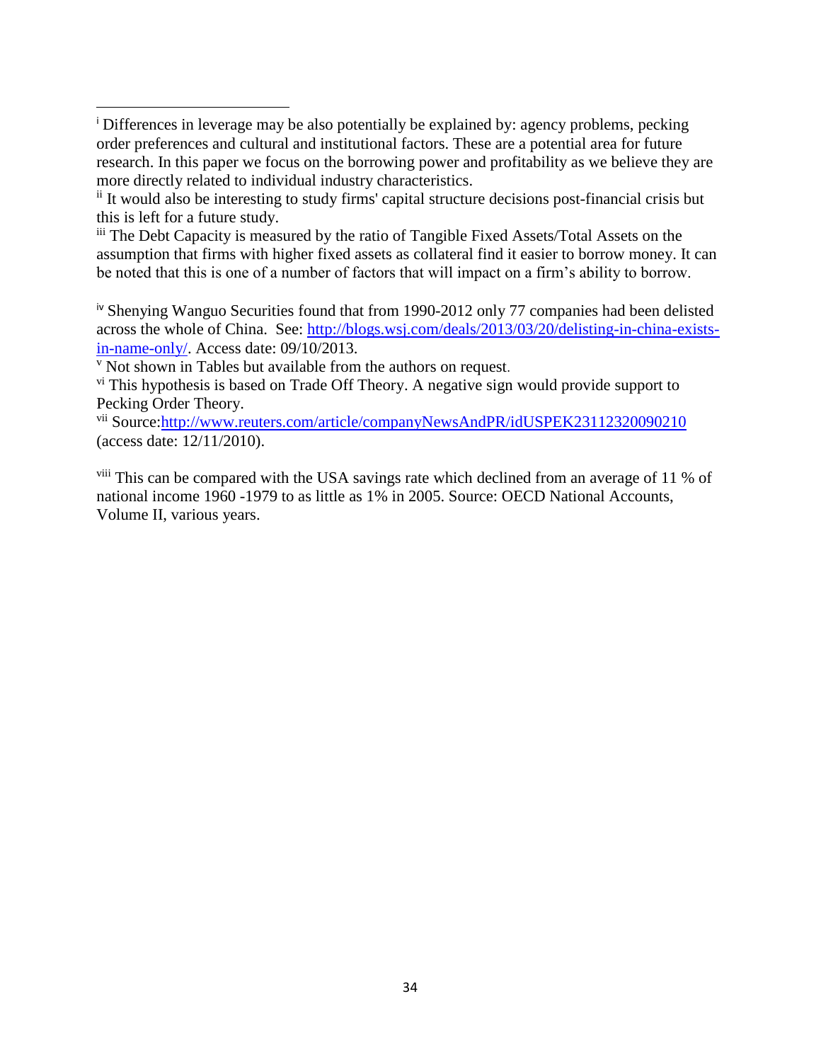[i] Differences in leverage may be also potentially be explained by: agency problems, pecking order preferences and cultural and institutional factors. These are a potential area for future research. In this paper we focus on the borrowing power and profitability as we believe they are more directly related to individual industry characteristics.

[ii] It would also be interesting to study firms' capital structure decisions post-financial crisis but this is left for a future study.

[iii] The Debt Capacity is measured by the ratio of Tangible Fixed Assets/Total Assets on the assumption that firms with higher fixed assets as collateral find it easier to borrow money. It can be noted that this is one of a number of factors that will impact on a firm's ability to borrow.

[iv] Shenying Wanguo Securities found that from 1990-2012 only 77 companies had been delisted across the whole of China. See: http://blogs.wsj.com/deals/2013/03/20/delisting-in-china-exists-in-name-only/. Access date: 09/10/2013.

[v] Not shown in Tables but available from the authors on request.

[vi] This hypothesis is based on Trade Off Theory. A negative sign would provide support to Pecking Order Theory.

[vii] Source:http://www.reuters.com/article/companyNewsAndPR/idUSPEK23112320090210 (access date: 12/11/2010).

[viii] This can be compared with the USA savings rate which declined from an average of 11 % of national income 1960 -1979 to as little as 1% in 2005. Source: OECD National Accounts, Volume II, various years.